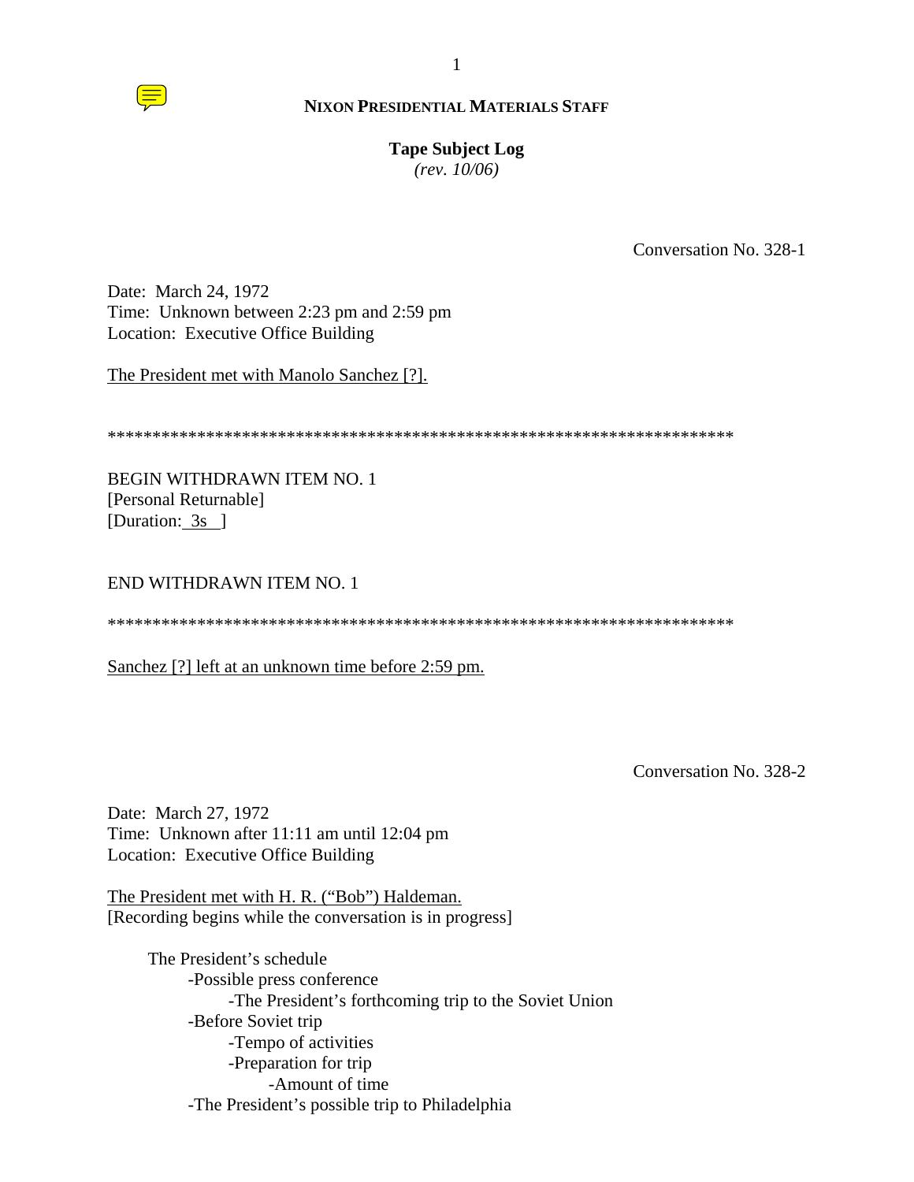**NIXON PRESIDENTIAL MATERIALS STAFF**

**Tape Subject Log**
*(rev. 10/06)*

Conversation No. 328-1

Date: March 24, 1972
Time: Unknown between 2:23 pm and 2:59 pm
Location: Executive Office Building

The President met with Manolo Sanchez [?].

**********************************************************************

BEGIN WITHDRAWN ITEM NO. 1
[Personal Returnable]
[Duration: 3s ]

END WITHDRAWN ITEM NO. 1

**********************************************************************

Sanchez [?] left at an unknown time before 2:59 pm.

Conversation No. 328-2

Date: March 27, 1972
Time: Unknown after 11:11 am until 12:04 pm
Location: Executive Office Building

The President met with H. R. ("Bob") Haldeman.
[Recording begins while the conversation is in progress]

- The President's schedule
  - -Possible press conference
    - -The President's forthcoming trip to the Soviet Union
  - -Before Soviet trip
    - -Tempo of activities
    - -Preparation for trip
      - -Amount of time
  - -The President's possible trip to Philadelphia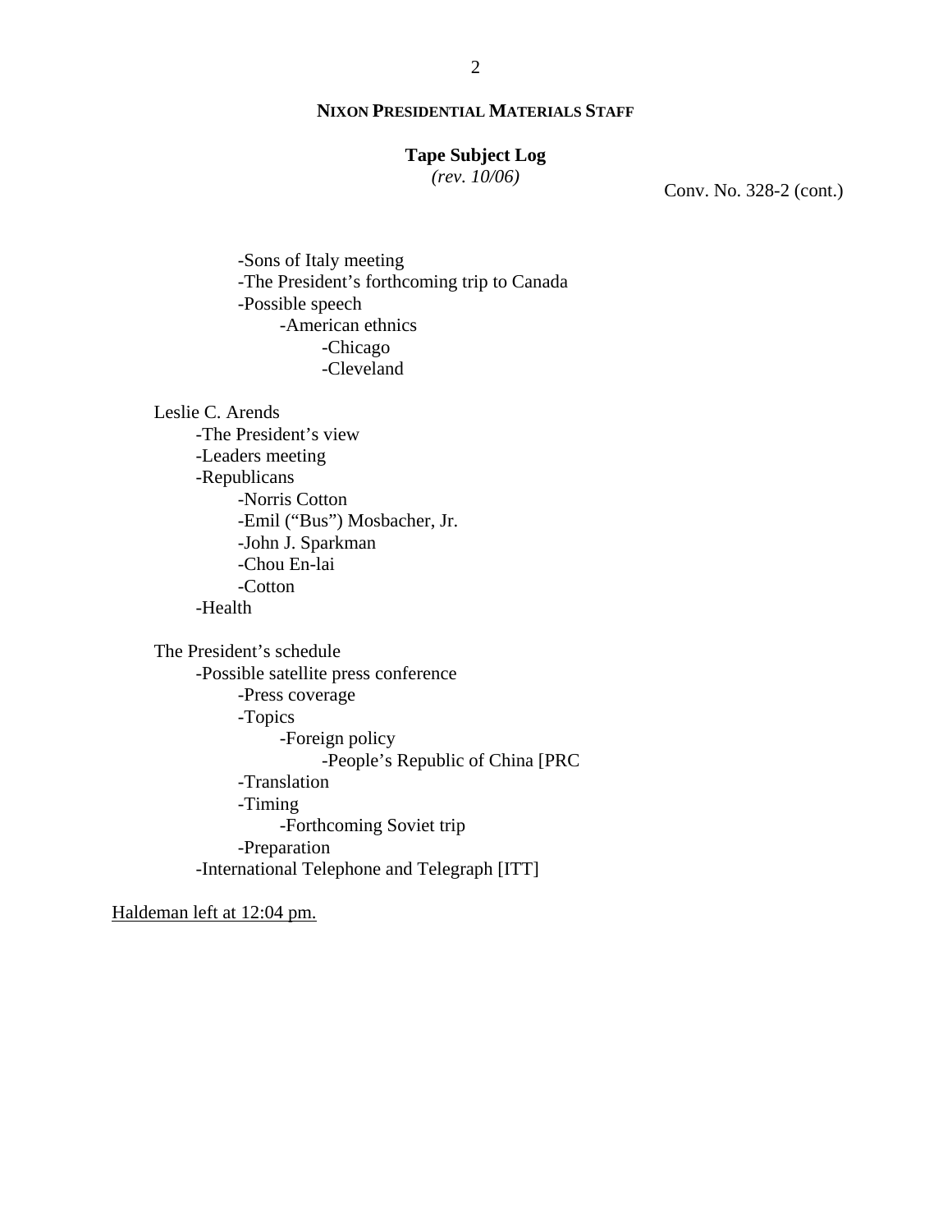**NIXON PRESIDENTIAL MATERIALS STAFF**

**Tape Subject Log**
*(rev. 10/06)*

Conv. No. 328-2 (cont.)

- -Sons of Italy meeting
- -The President's forthcoming trip to Canada
- -Possible speech
  - -American ethnics
    - -Chicago
    - -Cleveland

Leslie C. Arends
- -The President's view
- -Leaders meeting
- -Republicans
  - -Norris Cotton
  - -Emil ("Bus") Mosbacher, Jr.
  - -John J. Sparkman
  - -Chou En-lai
  - -Cotton
- -Health

The President's schedule
- -Possible satellite press conference
  - -Press coverage
  - -Topics
    - -Foreign policy
      - -People's Republic of China [PRC
  - -Translation
  - -Timing
    - -Forthcoming Soviet trip
  - -Preparation
- -International Telephone and Telegraph [ITT]

<u>Haldeman left at 12:04 pm.</u>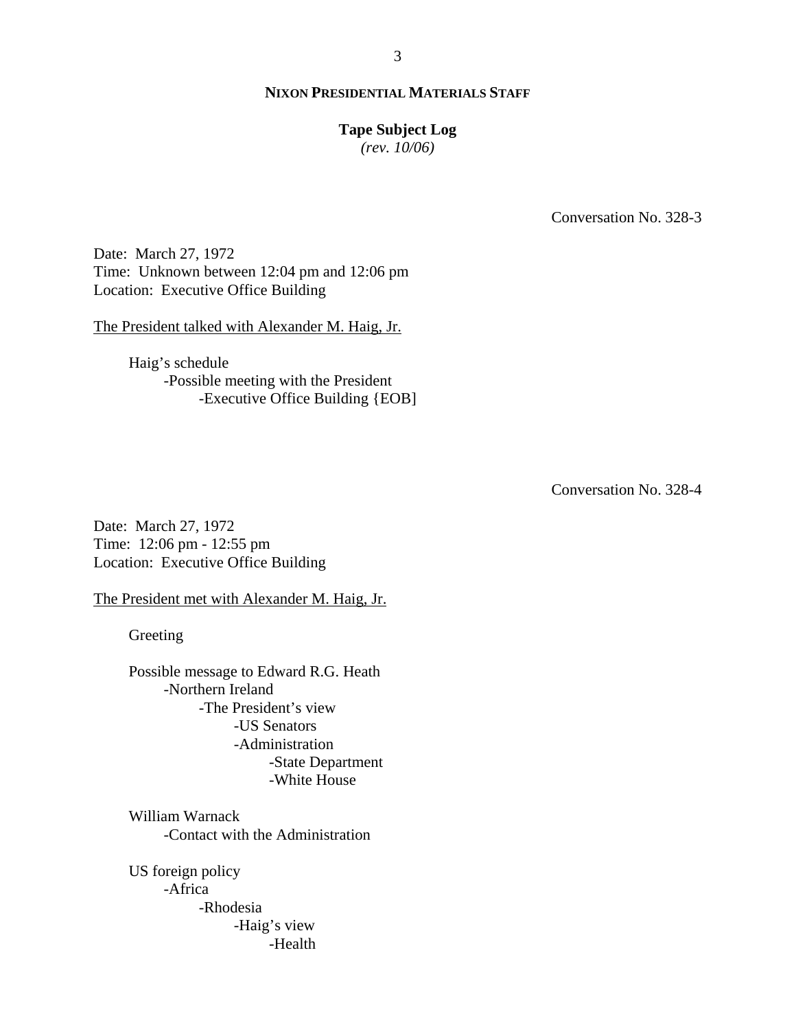Conversation No. 328-3

Date: March 27, 1972
Time: Unknown between 12:04 pm and 12:06 pm
Location: Executive Office Building

The President talked with Alexander M. Haig, Jr.

- Haig's schedule
  - -Possible meeting with the President
    - -Executive Office Building {EOB]

Conversation No. 328-4

Date: March 27, 1972
Time: 12:06 pm - 12:55 pm
Location: Executive Office Building

The President met with Alexander M. Haig, Jr.

- Greeting

- Possible message to Edward R.G. Heath
  - -Northern Ireland
    - -The President's view
      - -US Senators
      - -Administration
        - -State Department
        - -White House

- William Warnack
  - -Contact with the Administration

- US foreign policy
  - -Africa
    - -Rhodesia
      - -Haig's view
        - -Health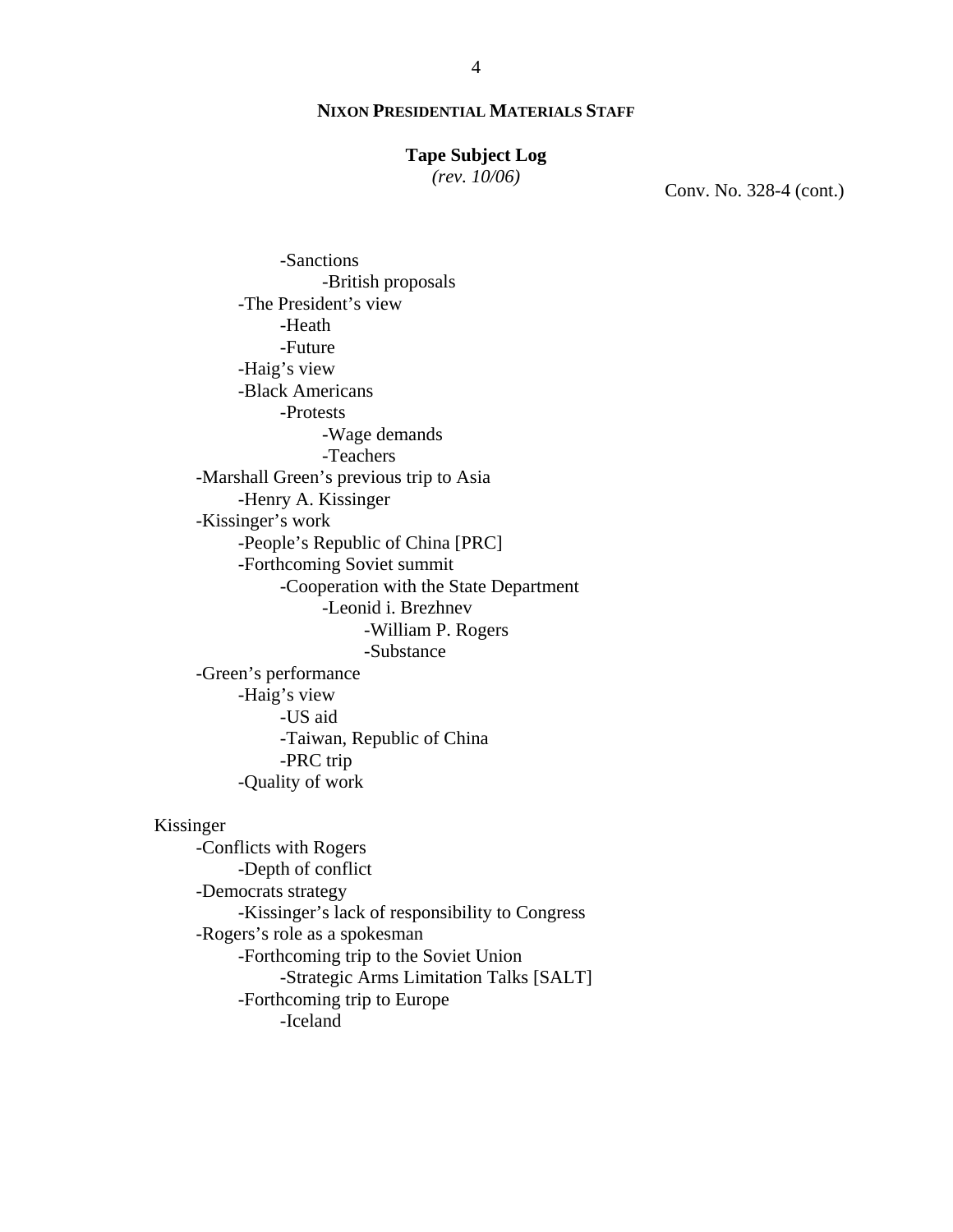**NIXON PRESIDENTIAL MATERIALS STAFF**

**Tape Subject Log**
*(rev. 10/06)*

Conv. No. 328-4 (cont.)

- Sanctions
    - British proposals
- The President's view
    - Heath
    - Future
- Haig's view
- Black Americans
    - Protests
        - Wage demands
        - Teachers
- Marshall Green's previous trip to Asia
    - Henry A. Kissinger
- Kissinger's work
    - People's Republic of China [PRC]
    - Forthcoming Soviet summit
        - Cooperation with the State Department
            - Leonid i. Brezhnev
                - William P. Rogers
                - Substance
- Green's performance
    - Haig's view
        - US aid
        - Taiwan, Republic of China
        - PRC trip
    - Quality of work

Kissinger

- Conflicts with Rogers
    - Depth of conflict
- Democrats strategy
    - Kissinger's lack of responsibility to Congress
- Rogers's role as a spokesman
    - Forthcoming trip to the Soviet Union
        - Strategic Arms Limitation Talks [SALT]
    - Forthcoming trip to Europe
        - Iceland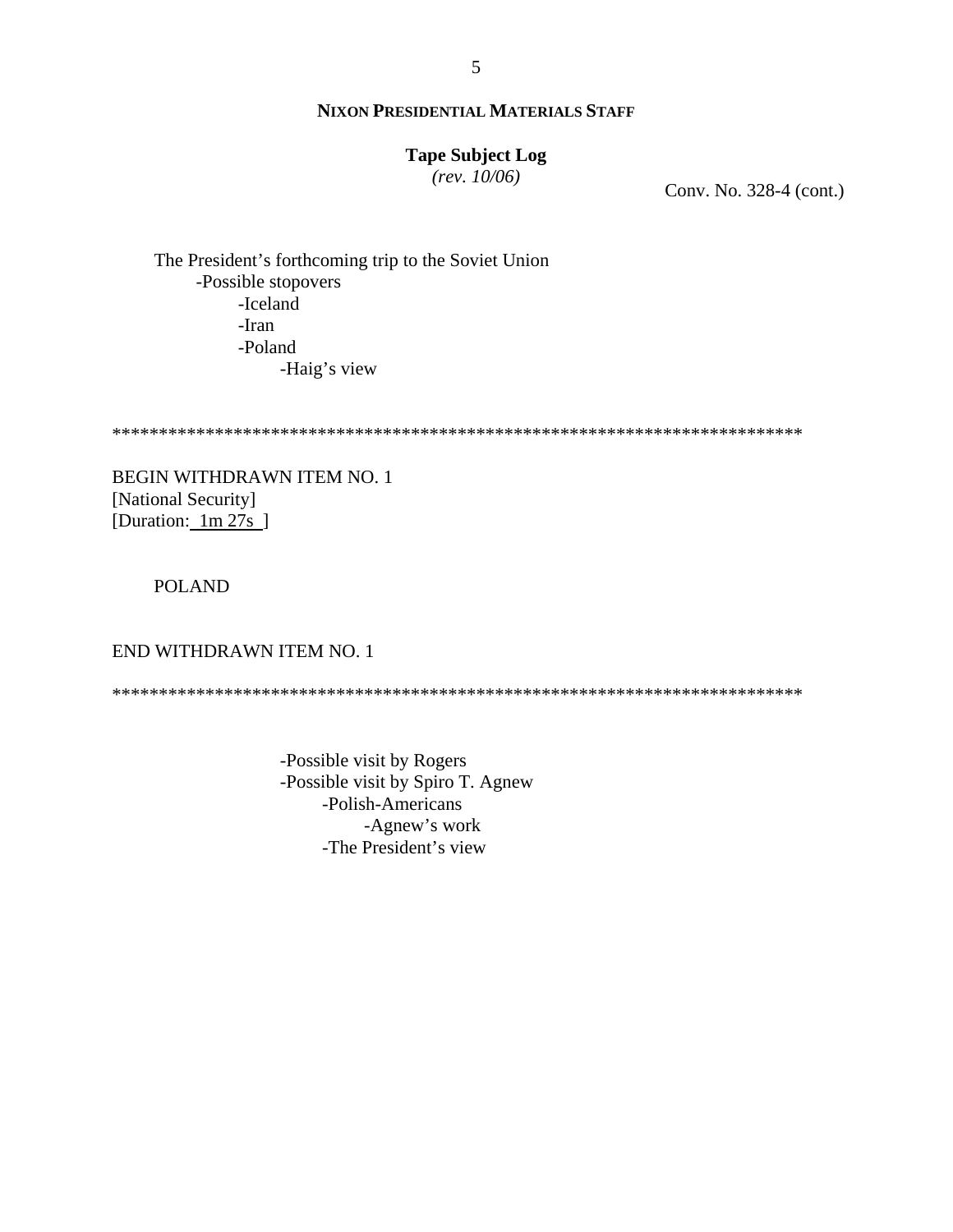**NIXON PRESIDENTIAL MATERIALS STAFF**

**Tape Subject Log**
*(rev. 10/06)*

Conv. No. 328-4 (cont.)

The President's forthcoming trip to the Soviet Union
- -Possible stopovers
  - -Iceland
  - -Iran
  - -Poland
    - -Haig's view

****************************************************************************

BEGIN WITHDRAWN ITEM NO. 1
[National Security]
[Duration: 1m 27s ]

POLAND

END WITHDRAWN ITEM NO. 1

****************************************************************************

- -Possible visit by Rogers
- -Possible visit by Spiro T. Agnew
  - -Polish-Americans
    - -Agnew's work
  - -The President's view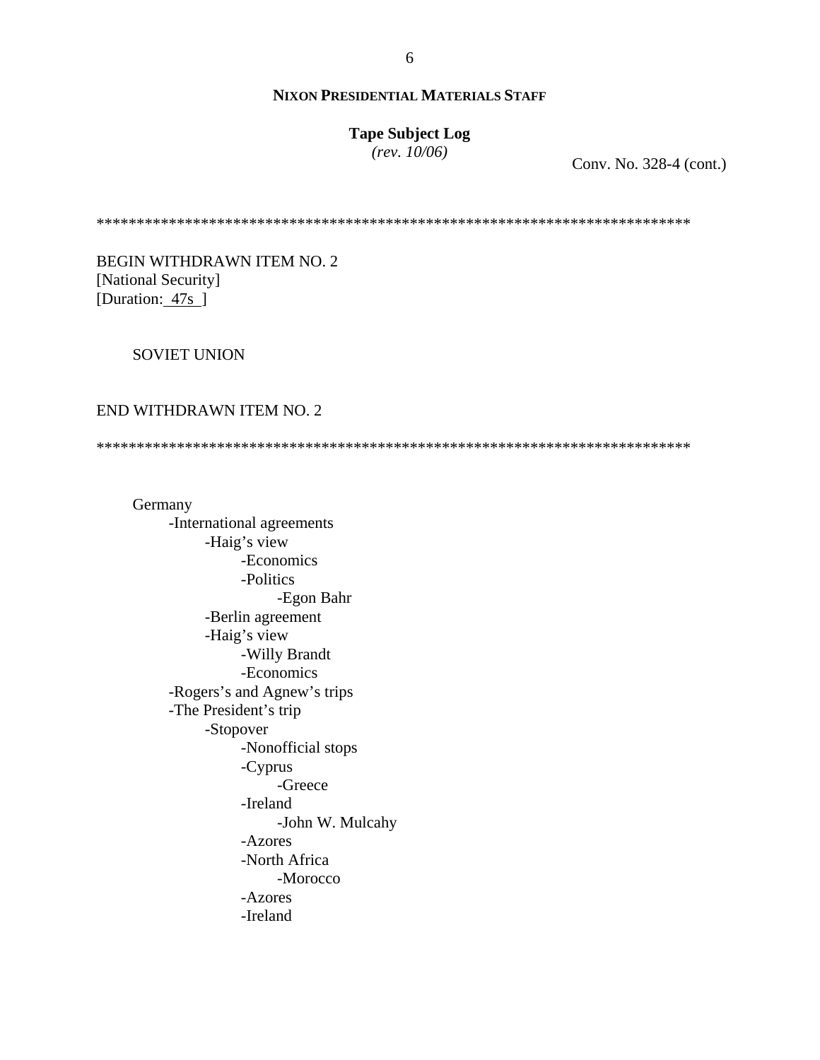**NIXON PRESIDENTIAL MATERIALS STAFF**

**Tape Subject Log**
*(rev. 10/06)*

Conv. No. 328-4 (cont.)

*************************************************************************

BEGIN WITHDRAWN ITEM NO. 2
[National Security]
[Duration: 47s ]

SOVIET UNION

END WITHDRAWN ITEM NO. 2

*************************************************************************

Germany
- -International agreements
  - -Haig's view
    - -Economics
    - -Politics
      - -Egon Bahr
  - -Berlin agreement
  - -Haig's view
    - -Willy Brandt
    - -Economics
- -Rogers's and Agnew's trips
- -The President's trip
  - -Stopover
    - -Nonofficial stops
    - -Cyprus
      - -Greece
    - -Ireland
      - -John W. Mulcahy
    - -Azores
    - -North Africa
      - -Morocco
    - -Azores
    - -Ireland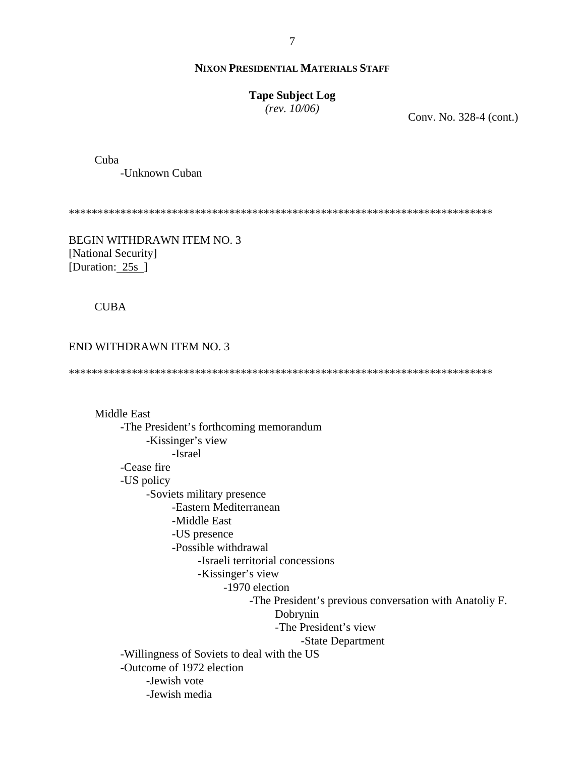Conv. No. 328-4 (cont.)

Cuba
- Unknown Cuban

*****************************************************************************

BEGIN WITHDRAWN ITEM NO. 3
[National Security]
[Duration: 25s ]

CUBA

END WITHDRAWN ITEM NO. 3

*****************************************************************************

Middle East
- The President's forthcoming memorandum
    - Kissinger's view
        - Israel
- Cease fire
- US policy
    - Soviets military presence
        - Eastern Mediterranean
        - Middle East
        - US presence
        - Possible withdrawal
            - Israeli territorial concessions
            - Kissinger's view
                - 1970 election
                    - The President's previous conversation with Anatoliy F. Dobrynin
                        - The President's view
                            - State Department
- Willingness of Soviets to deal with the US
- Outcome of 1972 election
    - Jewish vote
    - Jewish media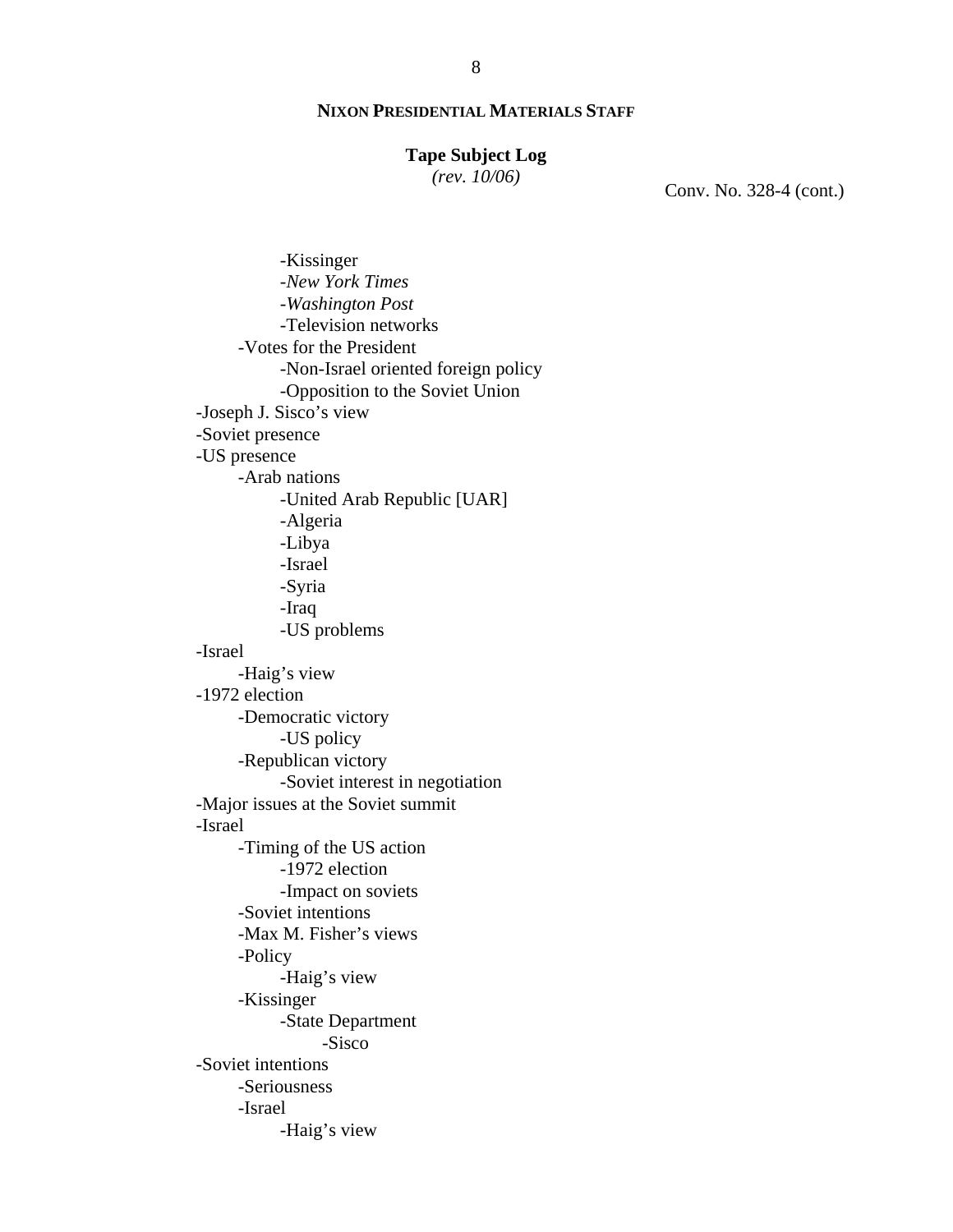**NIXON PRESIDENTIAL MATERIALS STAFF**

**Tape Subject Log**
*(rev. 10/06)*

Conv. No. 328-4 (cont.)

- -Kissinger
- -*New York Times*
- -*Washington Post*
- -Television networks
- -Votes for the President
  - -Non-Israel oriented foreign policy
  - -Opposition to the Soviet Union
- -Joseph J. Sisco's view
- -Soviet presence
- -US presence
  - -Arab nations
    - -United Arab Republic [UAR]
    - -Algeria
    - -Libya
    - -Israel
    - -Syria
    - -Iraq
    - -US problems
- -Israel
  - -Haig's view
- -1972 election
  - -Democratic victory
    - -US policy
  - -Republican victory
    - -Soviet interest in negotiation
- -Major issues at the Soviet summit
- -Israel
  - -Timing of the US action
    - -1972 election
    - -Impact on soviets
  - -Soviet intentions
  - -Max M. Fisher's views
  - -Policy
    - -Haig's view
  - -Kissinger
    - -State Department
      - -Sisco
- -Soviet intentions
  - -Seriousness
  - -Israel
    - -Haig's view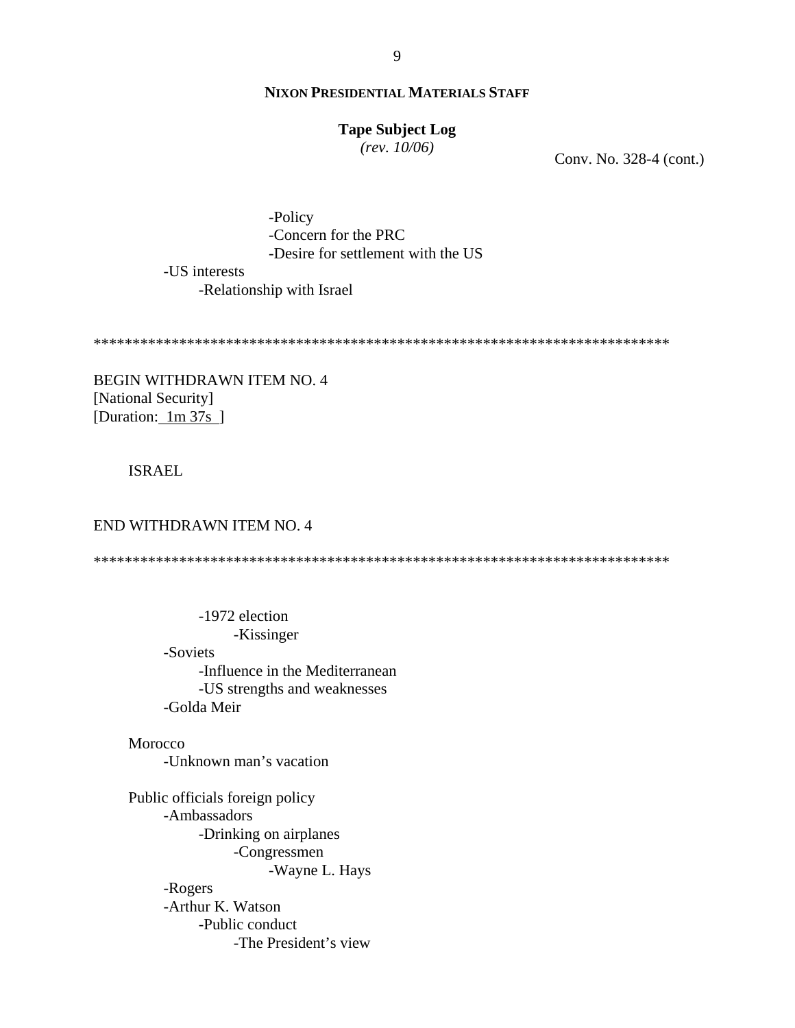**NIXON PRESIDENTIAL MATERIALS STAFF**

**Tape Subject Log**
*(rev. 10/06)*

Conv. No. 328-4 (cont.)

- -Policy
- -Concern for the PRC
- -Desire for settlement with the US

-US interests
    -Relationship with Israel

***************************************************************************

BEGIN WITHDRAWN ITEM NO. 4
[National Security]
[Duration: 1m 37s ]

ISRAEL

END WITHDRAWN ITEM NO. 4

***************************************************************************

        -1972 election
            -Kissinger
    -Soviets
        -Influence in the Mediterranean
        -US strengths and weaknesses
    -Golda Meir

Morocco
    -Unknown man's vacation

Public officials foreign policy
    -Ambassadors
        -Drinking on airplanes
            -Congressmen
                -Wayne L. Hays
    -Rogers
    -Arthur K. Watson
        -Public conduct
            -The President's view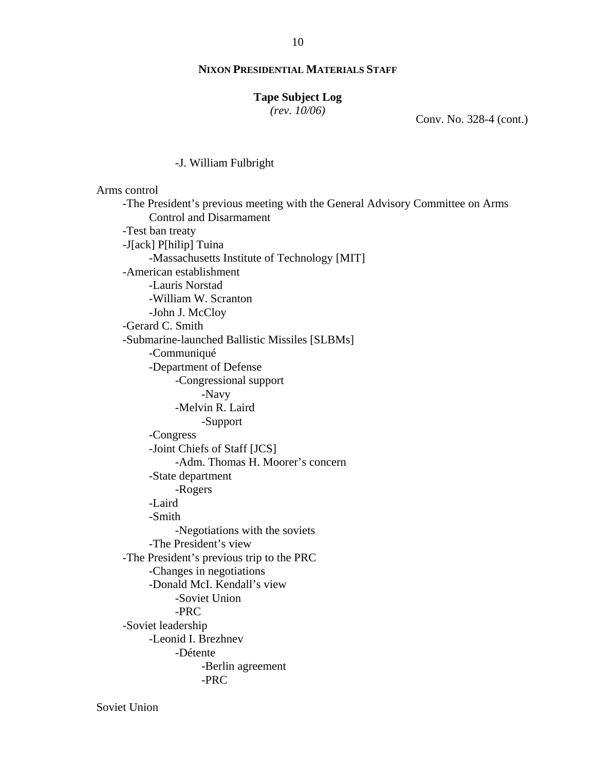**NIXON PRESIDENTIAL MATERIALS STAFF**

**Tape Subject Log**
*(rev. 10/06)*

Conv. No. 328-4 (cont.)

- -J. William Fulbright

Arms control

- -The President's previous meeting with the General Advisory Committee on Arms Control and Disarmament
- -Test ban treaty
- -J[ack] P[hilip] Tuina
  - -Massachusetts Institute of Technology [MIT]
- -American establishment
  - -Lauris Norstad
  - -William W. Scranton
  - -John J. McCloy
- -Gerard C. Smith
- -Submarine-launched Ballistic Missiles [SLBMs]
  - -Communiqué
  - -Department of Defense
    - -Congressional support
      - -Navy
    - -Melvin R. Laird
      - -Support
  - -Congress
  - -Joint Chiefs of Staff [JCS]
    - -Adm. Thomas H. Moorer's concern
  - -State department
    - -Rogers
  - -Laird
  - -Smith
    - -Negotiations with the soviets
  - -The President's view
- -The President's previous trip to the PRC
  - -Changes in negotiations
  - -Donald McI. Kendall's view
    - -Soviet Union
    - -PRC
- -Soviet leadership
  - -Leonid I. Brezhnev
    - -Détente
      - -Berlin agreement
      - -PRC

Soviet Union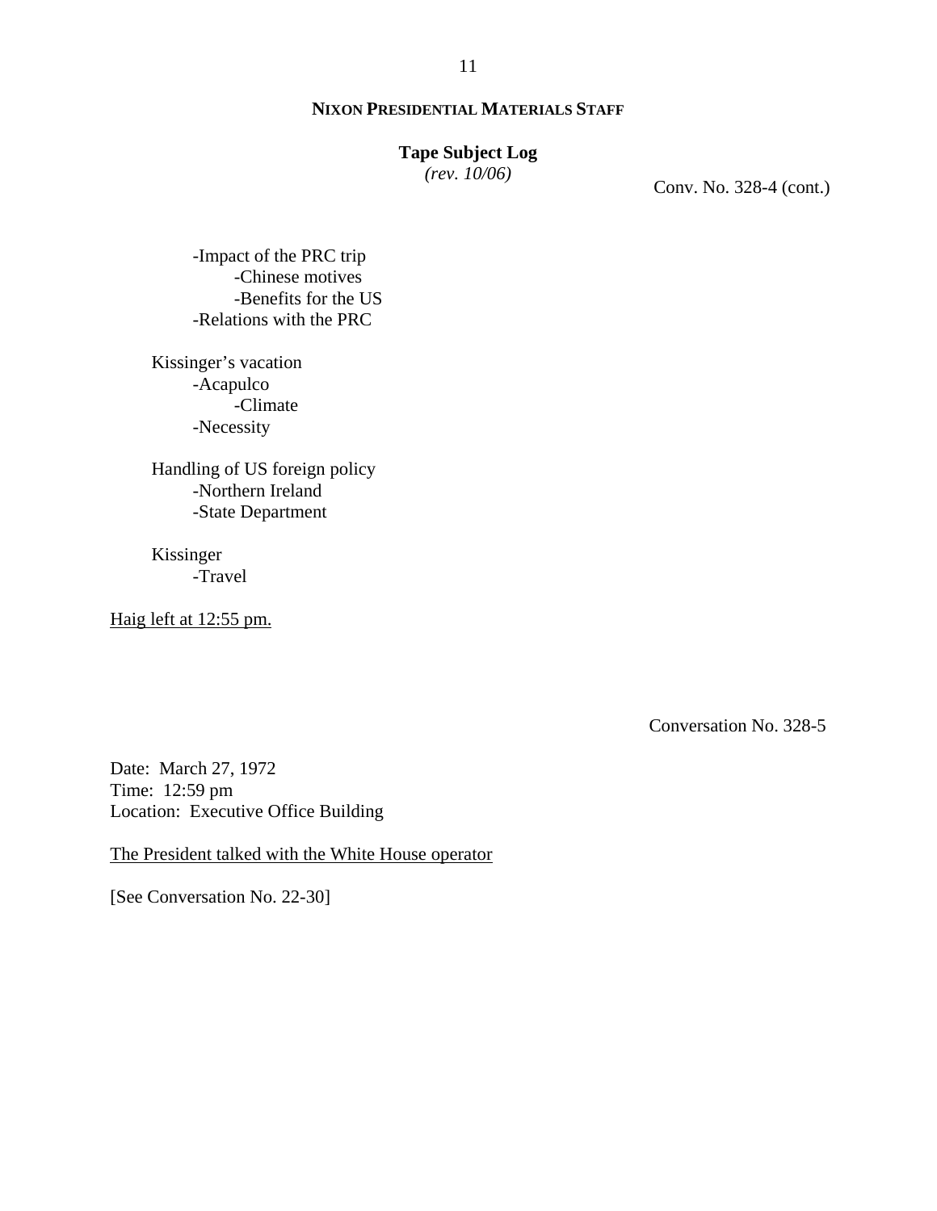**NIXON PRESIDENTIAL MATERIALS STAFF**

**Tape Subject Log**
*(rev. 10/06)*

Conv. No. 328-4 (cont.)

- -Impact of the PRC trip
    - -Chinese motives
    - -Benefits for the US
- -Relations with the PRC

Kissinger's vacation
- -Acapulco
    - -Climate
- -Necessity

Handling of US foreign policy
- -Northern Ireland
- -State Department

Kissinger
- -Travel

<u>Haig left at 12:55 pm.</u>

Conversation No. 328-5

Date: March 27, 1972
Time: 12:59 pm
Location: Executive Office Building

<u>The President talked with the White House operator</u>

[See Conversation No. 22-30]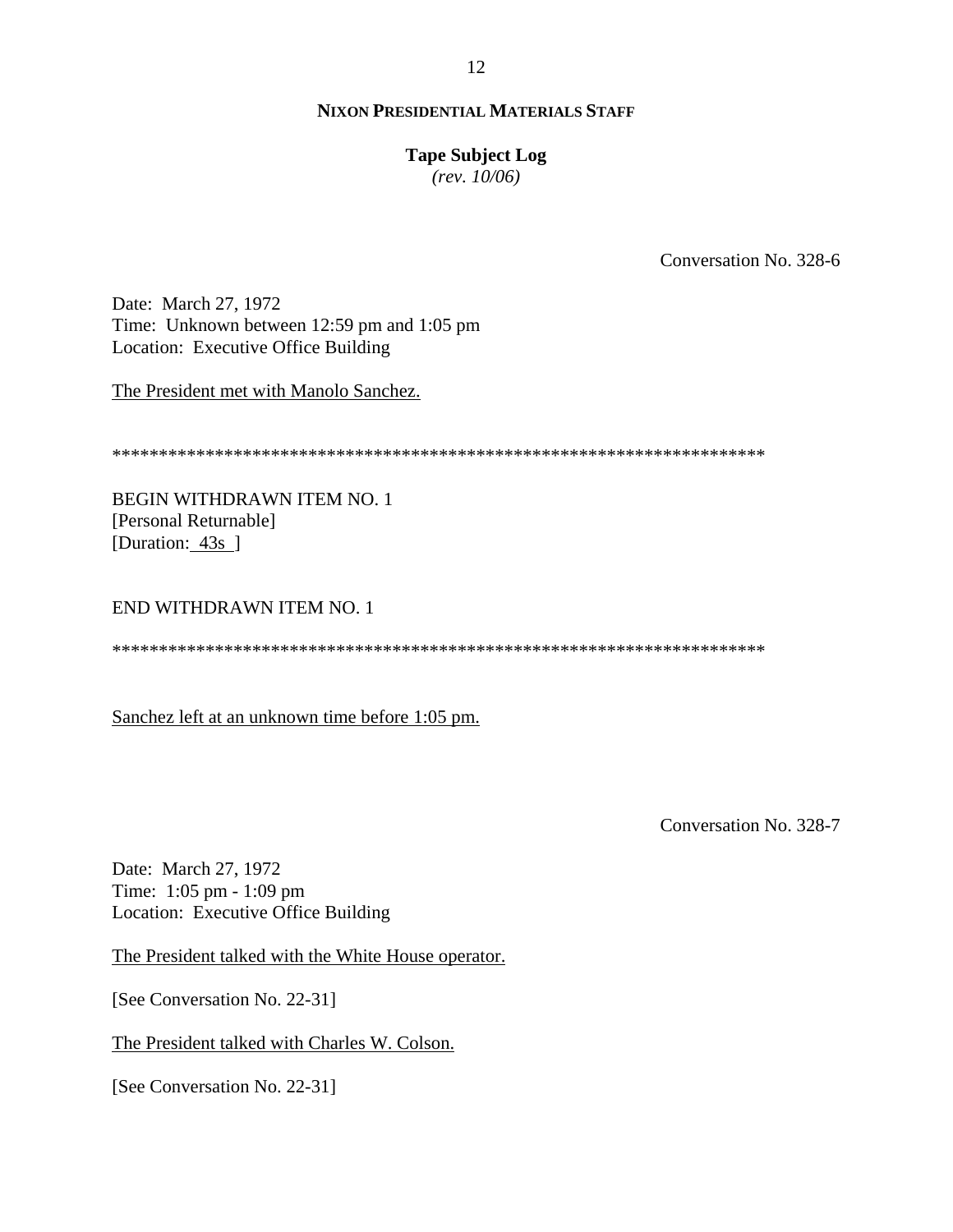**NIXON PRESIDENTIAL MATERIALS STAFF**

**Tape Subject Log**
*(rev. 10/06)*

Conversation No. 328-6

Date: March 27, 1972
Time: Unknown between 12:59 pm and 1:05 pm
Location: Executive Office Building

The President met with Manolo Sanchez.

**********************************************************************

BEGIN WITHDRAWN ITEM NO. 1
[Personal Returnable]
[Duration: 43s ]

END WITHDRAWN ITEM NO. 1

**********************************************************************

Sanchez left at an unknown time before 1:05 pm.

Conversation No. 328-7

Date: March 27, 1972
Time: 1:05 pm - 1:09 pm
Location: Executive Office Building

The President talked with the White House operator.

[See Conversation No. 22-31]

The President talked with Charles W. Colson.

[See Conversation No. 22-31]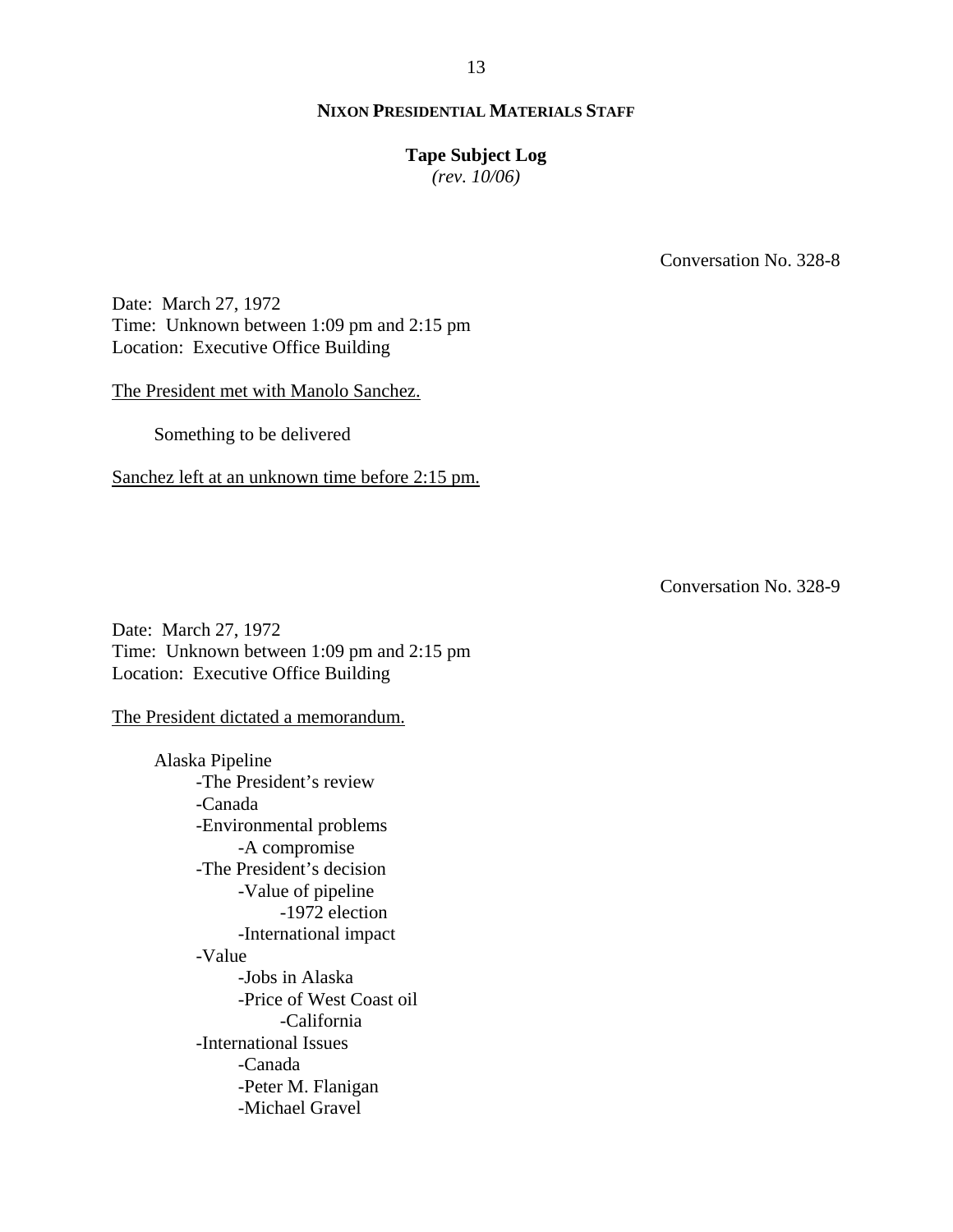Conversation No. 328-8

Date: March 27, 1972
Time: Unknown between 1:09 pm and 2:15 pm
Location: Executive Office Building

The President met with Manolo Sanchez.

- Something to be delivered

Sanchez left at an unknown time before 2:15 pm.

Conversation No. 328-9

Date: March 27, 1972
Time: Unknown between 1:09 pm and 2:15 pm
Location: Executive Office Building

The President dictated a memorandum.

- Alaska Pipeline
  - -The President's review
  - -Canada
  - -Environmental problems
    - -A compromise
  - -The President's decision
    - -Value of pipeline
      - -1972 election
    - -International impact
  - -Value
    - -Jobs in Alaska
    - -Price of West Coast oil
      - -California
  - -International Issues
    - -Canada
    - -Peter M. Flanigan
    - -Michael Gravel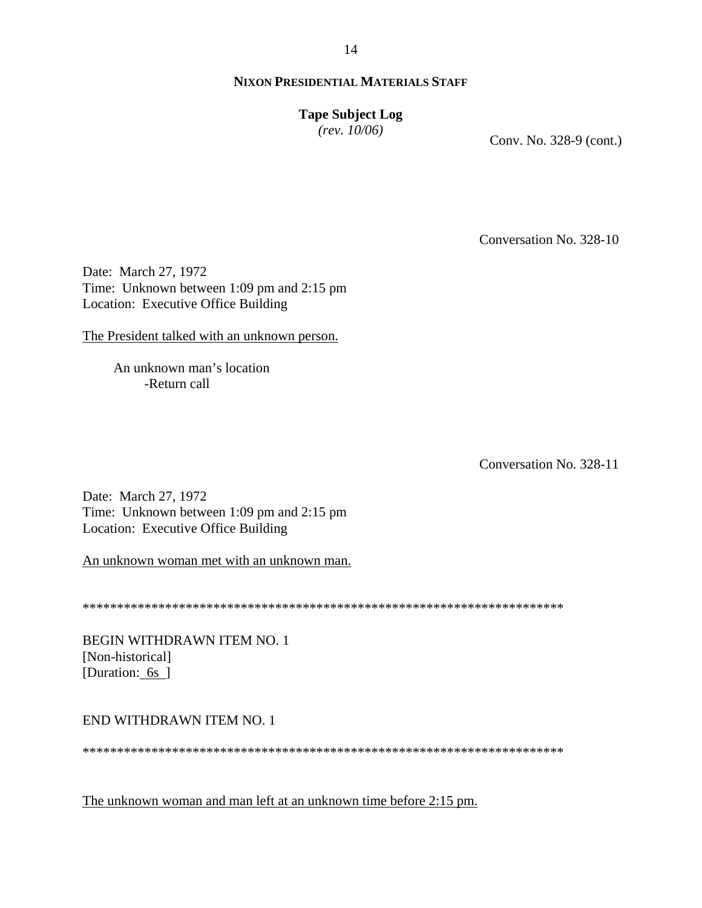**NIXON PRESIDENTIAL MATERIALS STAFF**

**Tape Subject Log**
*(rev. 10/06)*

Conv. No. 328-9 (cont.)

Conversation No. 328-10

Date: March 27, 1972
Time: Unknown between 1:09 pm and 2:15 pm
Location: Executive Office Building

The President talked with an unknown person.

An unknown man's location
 -Return call

Conversation No. 328-11

Date: March 27, 1972
Time: Unknown between 1:09 pm and 2:15 pm
Location: Executive Office Building

An unknown woman met with an unknown man.

**********************************************************************

BEGIN WITHDRAWN ITEM NO. 1
[Non-historical]
[Duration: 6s ]

END WITHDRAWN ITEM NO. 1

**********************************************************************

The unknown woman and man left at an unknown time before 2:15 pm.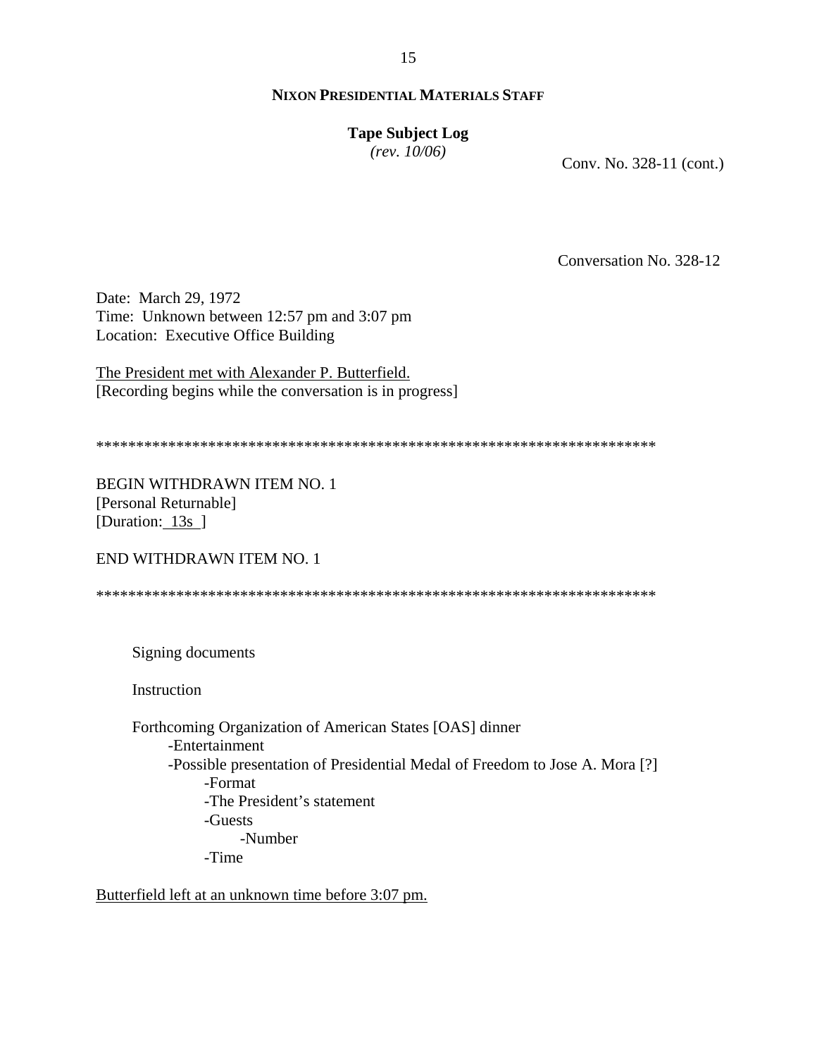**NIXON PRESIDENTIAL MATERIALS STAFF**

**Tape Subject Log**
*(rev. 10/06)*

Conv. No. 328-11 (cont.)

Conversation No. 328-12

Date: March 29, 1972
Time: Unknown between 12:57 pm and 3:07 pm
Location: Executive Office Building

The President met with Alexander P. Butterfield.
[Recording begins while the conversation is in progress]

**********************************************************************

BEGIN WITHDRAWN ITEM NO. 1
[Personal Returnable]
[Duration: 13s ]

END WITHDRAWN ITEM NO. 1

**********************************************************************

Signing documents

Instruction

Forthcoming Organization of American States [OAS] dinner
- -Entertainment
- -Possible presentation of Presidential Medal of Freedom to Jose A. Mora [?]
  - -Format
  - -The President's statement
  - -Guests
    - -Number
  - -Time

Butterfield left at an unknown time before 3:07 pm.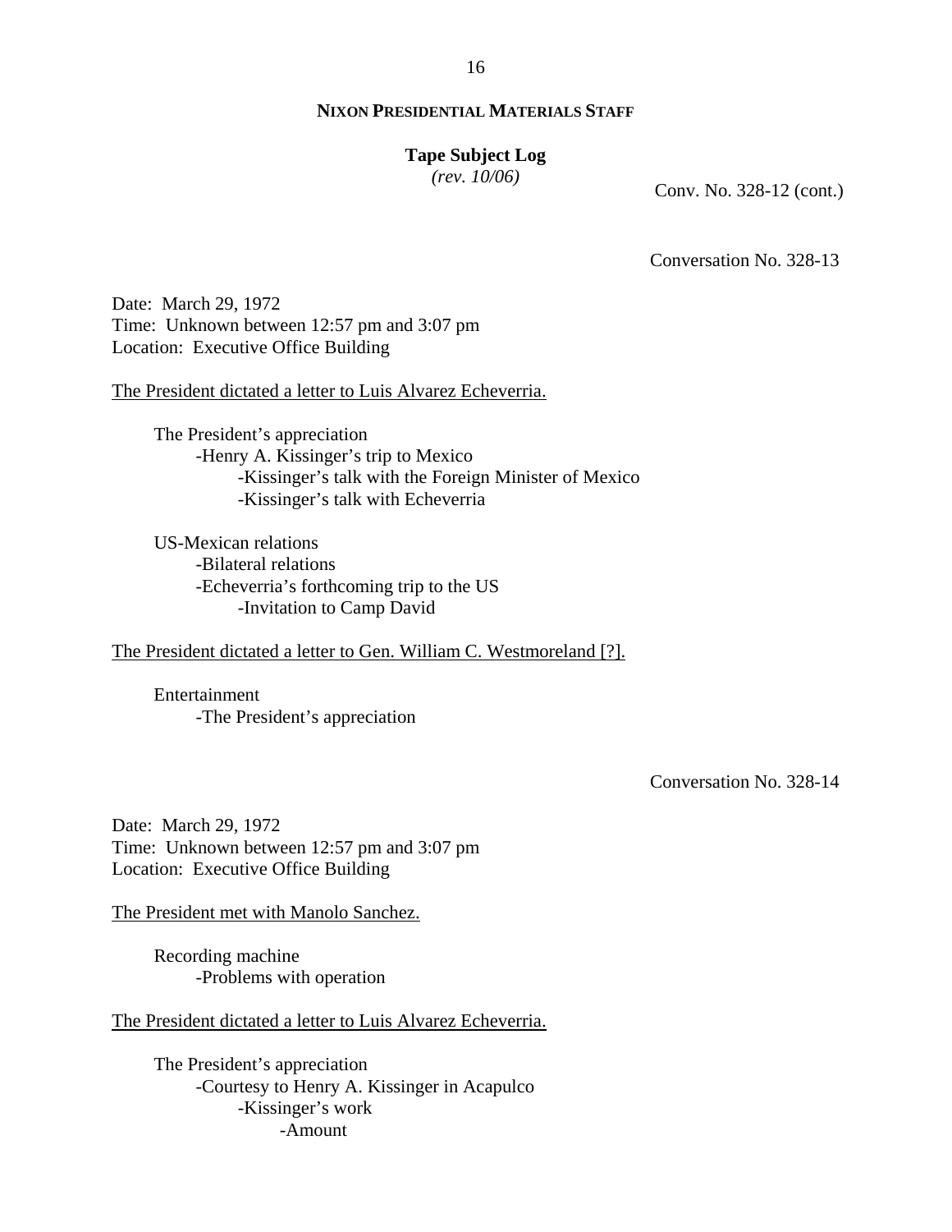Conv. No. 328-12 (cont.)

Conversation No. 328-13

Date: March 29, 1972
Time: Unknown between 12:57 pm and 3:07 pm
Location: Executive Office Building

The President dictated a letter to Luis Alvarez Echeverria.

- The President's appreciation
    - -Henry A. Kissinger's trip to Mexico
        - -Kissinger's talk with the Foreign Minister of Mexico
        - -Kissinger's talk with Echeverria

- US-Mexican relations
    - -Bilateral relations
    - -Echeverria's forthcoming trip to the US
        - -Invitation to Camp David

The President dictated a letter to Gen. William C. Westmoreland [?].

- Entertainment
    - -The President's appreciation

Conversation No. 328-14

Date: March 29, 1972
Time: Unknown between 12:57 pm and 3:07 pm
Location: Executive Office Building

The President met with Manolo Sanchez.

- Recording machine
    - -Problems with operation

The President dictated a letter to Luis Alvarez Echeverria.

- The President's appreciation
    - -Courtesy to Henry A. Kissinger in Acapulco
        - -Kissinger's work
            - -Amount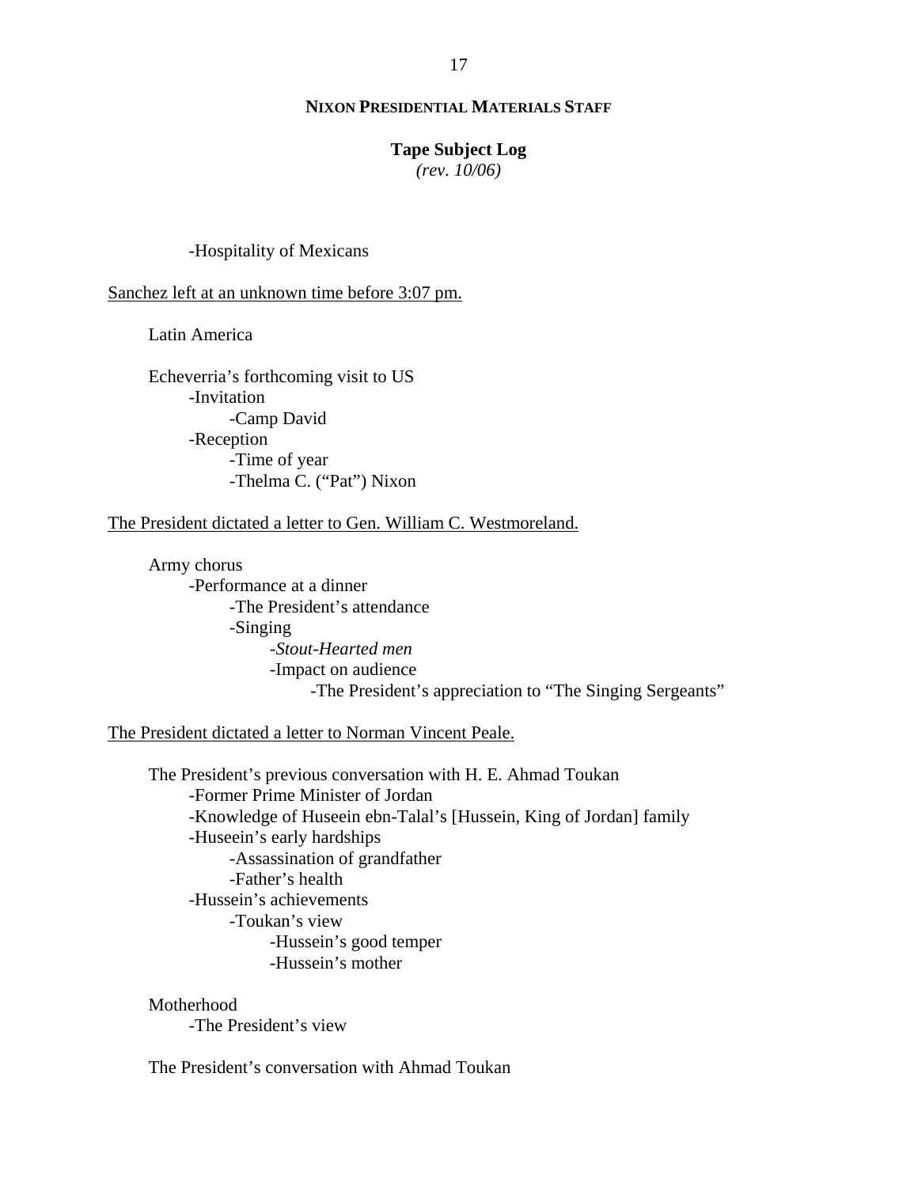NIXON PRESIDENTIAL MATERIALS STAFF

**Tape Subject Log**
*(rev. 10/06)*

-Hospitality of Mexicans

Sanchez left at an unknown time before 3:07 pm.

Latin America

Echeverria's forthcoming visit to US
- -Invitation
  - -Camp David
- -Reception
  - -Time of year
  - -Thelma C. ("Pat") Nixon

The President dictated a letter to Gen. William C. Westmoreland.

Army chorus
- -Performance at a dinner
  - -The President's attendance
  - -Singing
    - -*Stout-Hearted men*
    - -Impact on audience
      - -The President's appreciation to "The Singing Sergeants"

The President dictated a letter to Norman Vincent Peale.

The President's previous conversation with H. E. Ahmad Toukan
- -Former Prime Minister of Jordan
- -Knowledge of Huseein ebn-Talal's [Hussein, King of Jordan] family
- -Huseein's early hardships
  - -Assassination of grandfather
  - -Father's health
- -Hussein's achievements
  - -Toukan's view
    - -Hussein's good temper
    - -Hussein's mother

Motherhood
- -The President's view

The President's conversation with Ahmad Toukan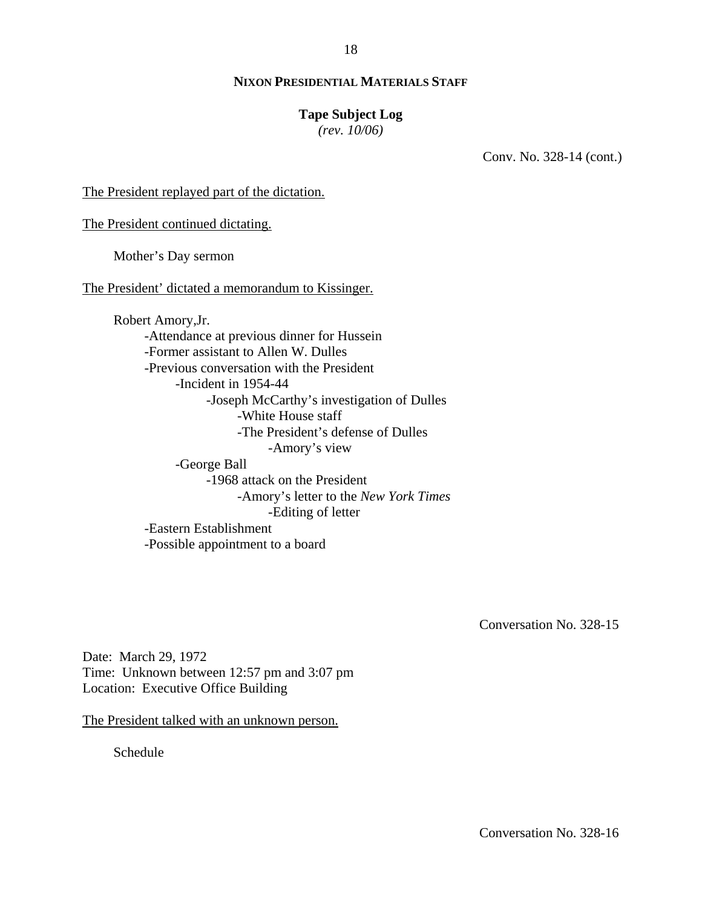**NIXON PRESIDENTIAL MATERIALS STAFF**

**Tape Subject Log**
*(rev. 10/06)*

Conv. No. 328-14 (cont.)

<u>The President replayed part of the dictation.</u>

<u>The President continued dictating.</u>

Mother's Day sermon

<u>The President' dictated a memorandum to Kissinger.</u>

Robert Amory,Jr.
- -Attendance at previous dinner for Hussein
- -Former assistant to Allen W. Dulles
- -Previous conversation with the President
    - -Incident in 1954-44
        - -Joseph McCarthy's investigation of Dulles
            - -White House staff
            - -The President's defense of Dulles
                - -Amory's view
    - -George Ball
        - -1968 attack on the President
            - -Amory's letter to the *New York Times*
                - -Editing of letter
- -Eastern Establishment
- -Possible appointment to a board

Conversation No. 328-15

Date: March 29, 1972
Time: Unknown between 12:57 pm and 3:07 pm
Location: Executive Office Building

<u>The President talked with an unknown person.</u>

Schedule

Conversation No. 328-16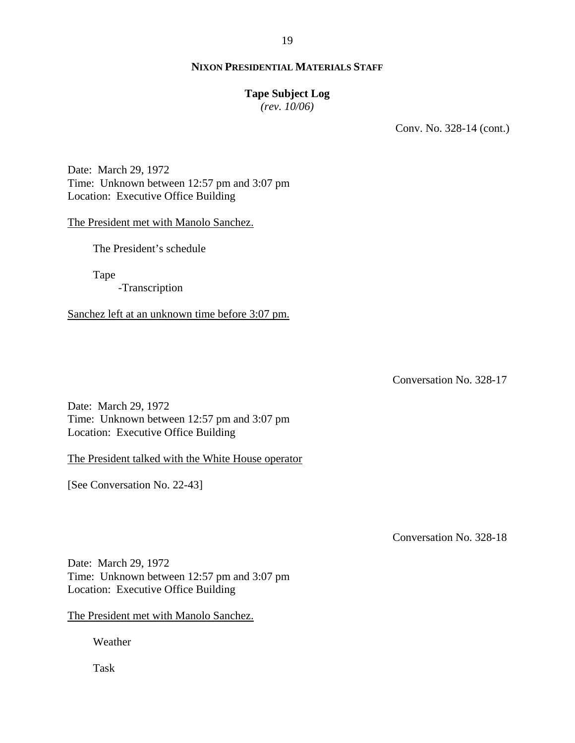**NIXON PRESIDENTIAL MATERIALS STAFF**

**Tape Subject Log**
*(rev. 10/06)*

Conv. No. 328-14 (cont.)

Date: March 29, 1972
Time: Unknown between 12:57 pm and 3:07 pm
Location: Executive Office Building

The President met with Manolo Sanchez.

The President's schedule

Tape
- Transcription

Sanchez left at an unknown time before 3:07 pm.

Conversation No. 328-17

Date: March 29, 1972
Time: Unknown between 12:57 pm and 3:07 pm
Location: Executive Office Building

The President talked with the White House operator

[See Conversation No. 22-43]

Conversation No. 328-18

Date: March 29, 1972
Time: Unknown between 12:57 pm and 3:07 pm
Location: Executive Office Building

The President met with Manolo Sanchez.

Weather

Task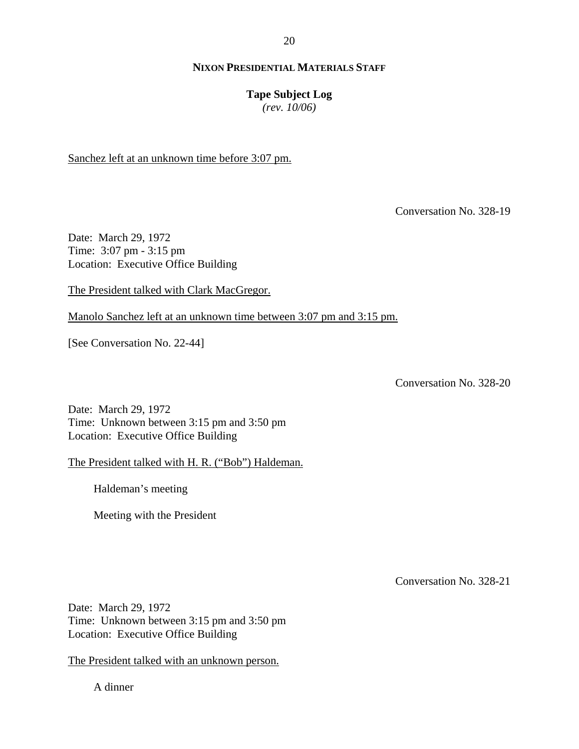Sanchez left at an unknown time before 3:07 pm.

Conversation No. 328-19

Date: March 29, 1972
Time: 3:07 pm - 3:15 pm
Location: Executive Office Building

The President talked with Clark MacGregor.

Manolo Sanchez left at an unknown time between 3:07 pm and 3:15 pm.

[See Conversation No. 22-44]

Conversation No. 328-20

Date: March 29, 1972
Time: Unknown between 3:15 pm and 3:50 pm
Location: Executive Office Building

The President talked with H. R. ("Bob") Haldeman.

- Haldeman's meeting
- Meeting with the President

Conversation No. 328-21

Date: March 29, 1972
Time: Unknown between 3:15 pm and 3:50 pm
Location: Executive Office Building

The President talked with an unknown person.

- A dinner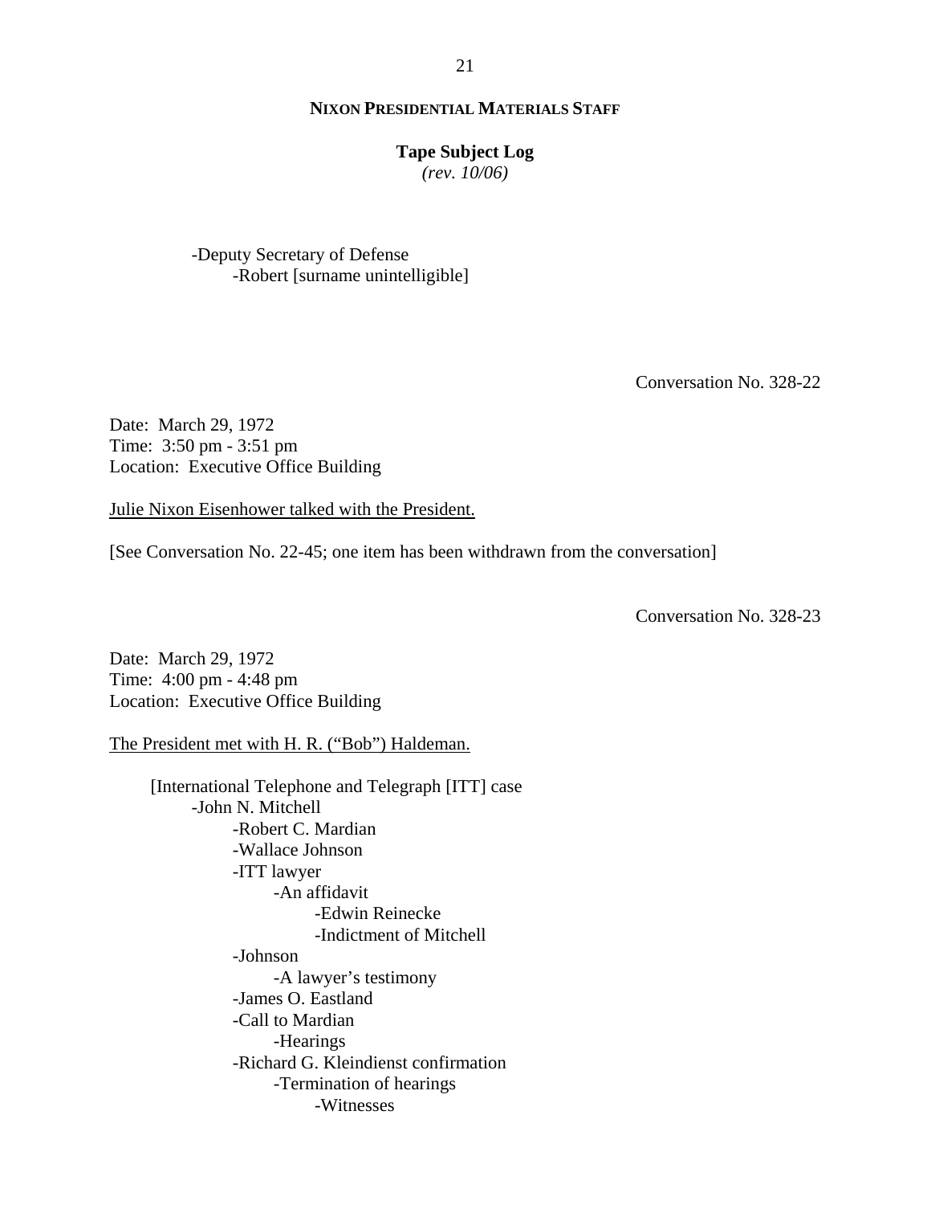-Deputy Secretary of Defense
    -Robert [surname unintelligible]

Conversation No. 328-22

Date: March 29, 1972
Time: 3:50 pm - 3:51 pm
Location: Executive Office Building

Julie Nixon Eisenhower talked with the President.

[See Conversation No. 22-45; one item has been withdrawn from the conversation]

Conversation No. 328-23

Date: March 29, 1972
Time: 4:00 pm - 4:48 pm
Location: Executive Office Building

The President met with H. R. ("Bob") Haldeman.

[International Telephone and Telegraph [ITT] case
- -John N. Mitchell
    - -Robert C. Mardian
    - -Wallace Johnson
    - -ITT lawyer
        - -An affidavit
            - -Edwin Reinecke
            - -Indictment of Mitchell
    - -Johnson
        - -A lawyer's testimony
    - -James O. Eastland
    - -Call to Mardian
        - -Hearings
    - -Richard G. Kleindienst confirmation
        - -Termination of hearings
            - -Witnesses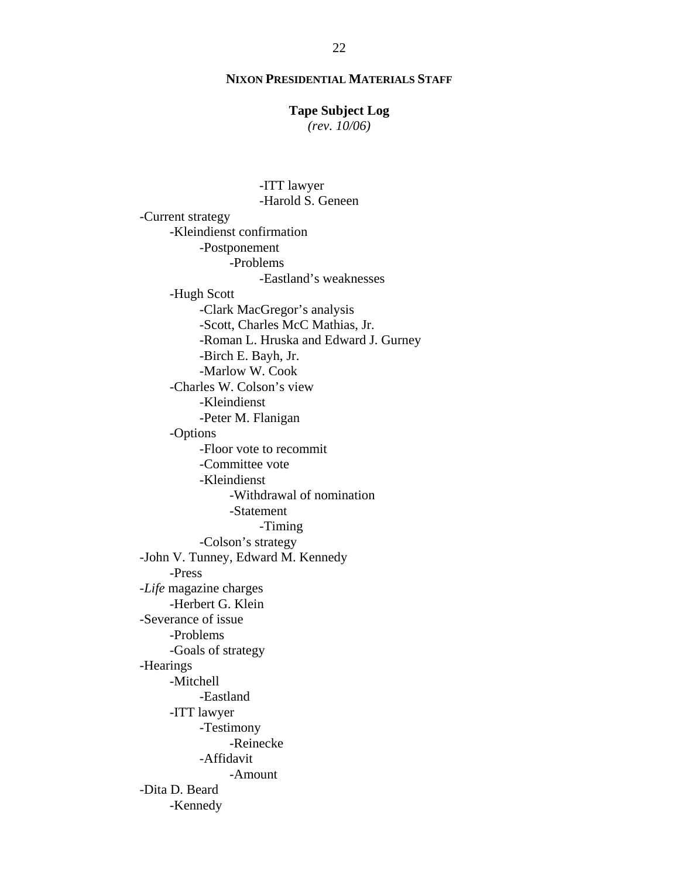**NIXON PRESIDENTIAL MATERIALS STAFF**

**Tape Subject Log**
*(rev. 10/06)*

- 
    - 
        - 
            -ITT lawyer
            -Harold S. Geneen

-Current strategy
    -Kleindienst confirmation
        -Postponement
            -Problems
                -Eastland's weaknesses
    -Hugh Scott
        -Clark MacGregor's analysis
        -Scott, Charles McC Mathias, Jr.
        -Roman L. Hruska and Edward J. Gurney
        -Birch E. Bayh, Jr.
        -Marlow W. Cook
    -Charles W. Colson's view
        -Kleindienst
        -Peter M. Flanigan
    -Options
        -Floor vote to recommit
        -Committee vote
        -Kleindienst
            -Withdrawal of nomination
            -Statement
                -Timing
        -Colson's strategy
-John V. Tunney, Edward M. Kennedy
    -Press
-*Life* magazine charges
    -Herbert G. Klein
-Severance of issue
    -Problems
    -Goals of strategy
-Hearings
    -Mitchell
        -Eastland
    -ITT lawyer
        -Testimony
            -Reinecke
        -Affidavit
            -Amount
-Dita D. Beard
    -Kennedy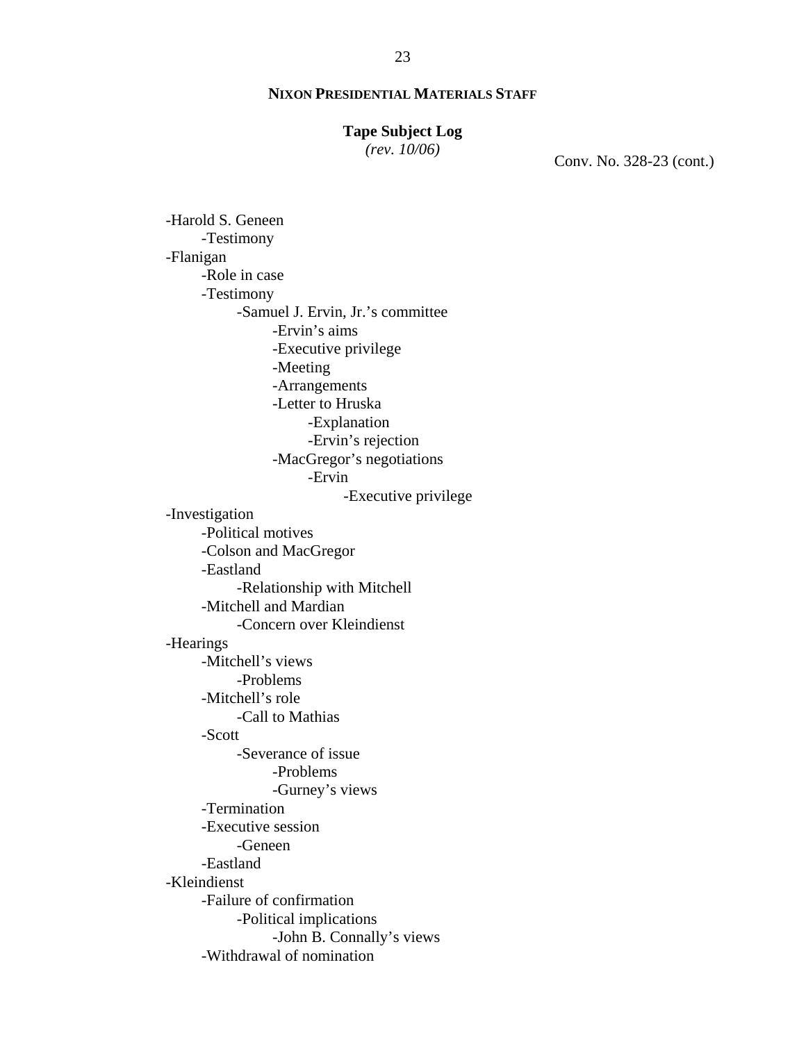**NIXON PRESIDENTIAL MATERIALS STAFF**

**Tape Subject Log**
*(rev. 10/06)*

Conv. No. 328-23 (cont.)

- -Harold S. Geneen
    - -Testimony
- -Flanigan
    - -Role in case
    - -Testimony
        - -Samuel J. Ervin, Jr.'s committee
            - -Ervin's aims
            - -Executive privilege
            - -Meeting
            - -Arrangements
            - -Letter to Hruska
                - -Explanation
                - -Ervin's rejection
            - -MacGregor's negotiations
                - -Ervin
                    - -Executive privilege
- -Investigation
    - -Political motives
    - -Colson and MacGregor
    - -Eastland
        - -Relationship with Mitchell
    - -Mitchell and Mardian
        - -Concern over Kleindienst
- -Hearings
    - -Mitchell's views
        - -Problems
    - -Mitchell's role
        - -Call to Mathias
    - -Scott
        - -Severance of issue
            - -Problems
            - -Gurney's views
    - -Termination
    - -Executive session
        - -Geneen
    - -Eastland
- -Kleindienst
    - -Failure of confirmation
        - -Political implications
            - -John B. Connally's views
    - -Withdrawal of nomination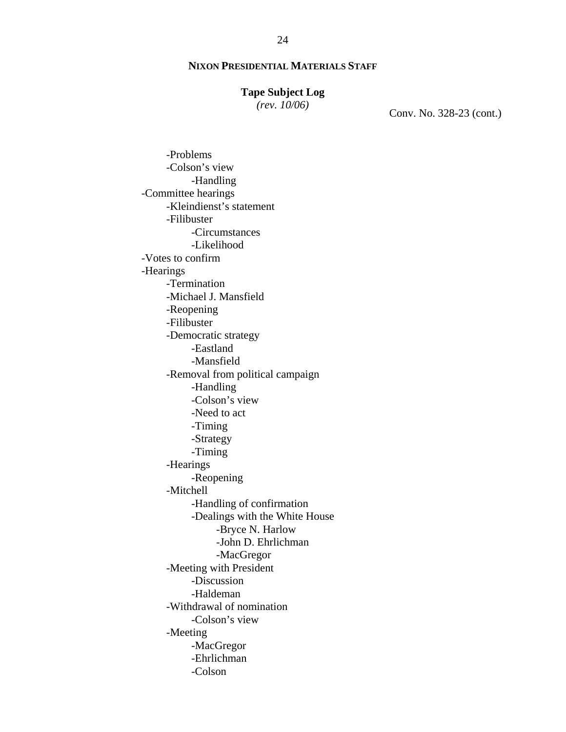**NIXON PRESIDENTIAL MATERIALS STAFF**

**Tape Subject Log**
*(rev. 10/06)*

Conv. No. 328-23 (cont.)

- -Problems
- -Colson's view
  - -Handling
- -Committee hearings
  - -Kleindienst's statement
  - -Filibuster
    - -Circumstances
    - -Likelihood
- -Votes to confirm
- -Hearings
  - -Termination
  - -Michael J. Mansfield
  - -Reopening
  - -Filibuster
  - -Democratic strategy
    - -Eastland
    - -Mansfield
  - -Removal from political campaign
    - -Handling
    - -Colson's view
    - -Need to act
    - -Timing
    - -Strategy
    - -Timing
  - -Hearings
    - -Reopening
  - -Mitchell
    - -Handling of confirmation
    - -Dealings with the White House
      - -Bryce N. Harlow
      - -John D. Ehrlichman
      - -MacGregor
  - -Meeting with President
    - -Discussion
    - -Haldeman
  - -Withdrawal of nomination
    - -Colson's view
  - -Meeting
    - -MacGregor
    - -Ehrlichman
    - -Colson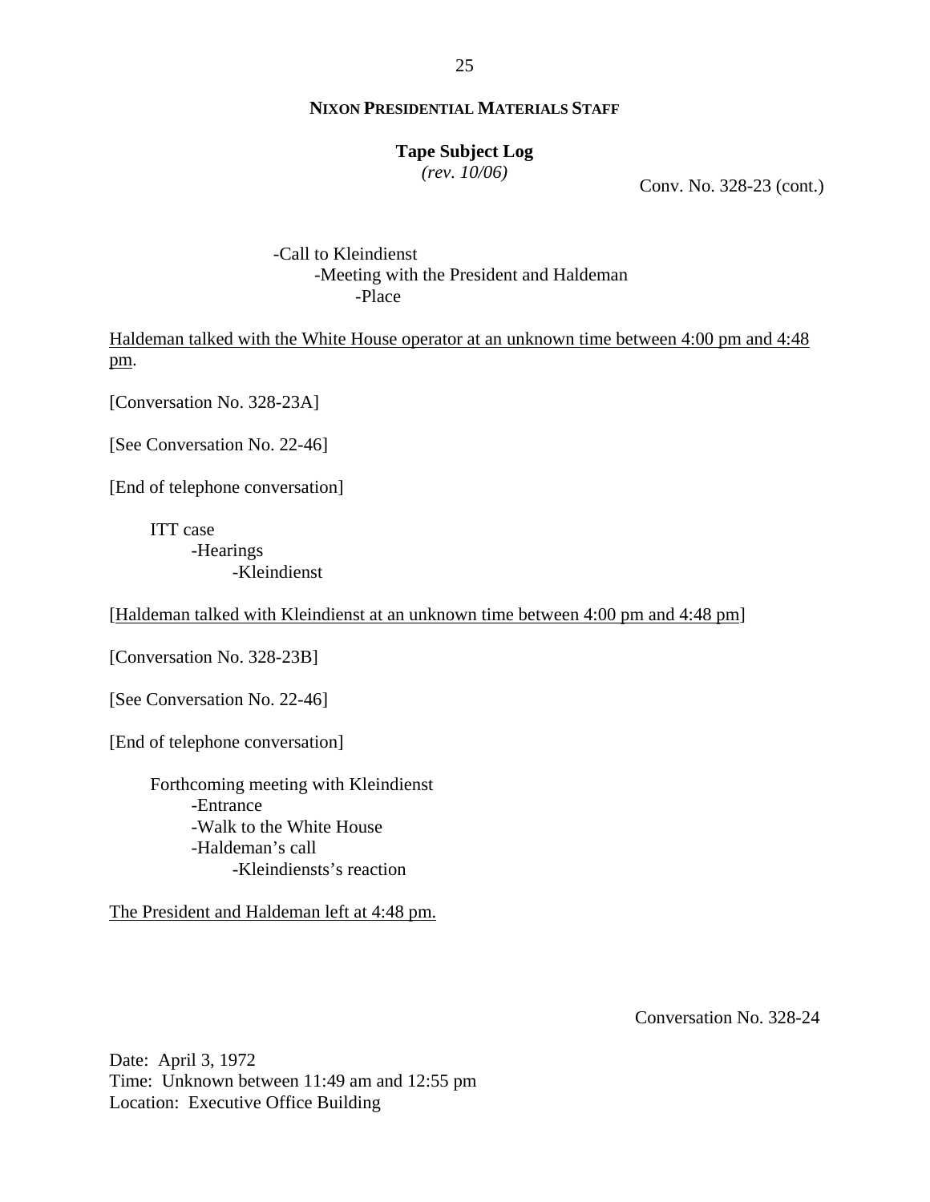**NIXON PRESIDENTIAL MATERIALS STAFF**

**Tape Subject Log**
*(rev. 10/06)*

Conv. No. 328-23 (cont.)

-Call to Kleindienst
  -Meeting with the President and Haldeman
    -Place

Haldeman talked with the White House operator at an unknown time between 4:00 pm and 4:48 pm.

[Conversation No. 328-23A]

[See Conversation No. 22-46]

[End of telephone conversation]

ITT case
- -Hearings
  - -Kleindienst

[Haldeman talked with Kleindienst at an unknown time between 4:00 pm and 4:48 pm]

[Conversation No. 328-23B]

[See Conversation No. 22-46]

[End of telephone conversation]

Forthcoming meeting with Kleindienst
- -Entrance
- -Walk to the White House
- -Haldeman's call
  - -Kleindienststs's reaction

The President and Haldeman left at 4:48 pm.

Conversation No. 328-24

Date: April 3, 1972
Time: Unknown between 11:49 am and 12:55 pm
Location: Executive Office Building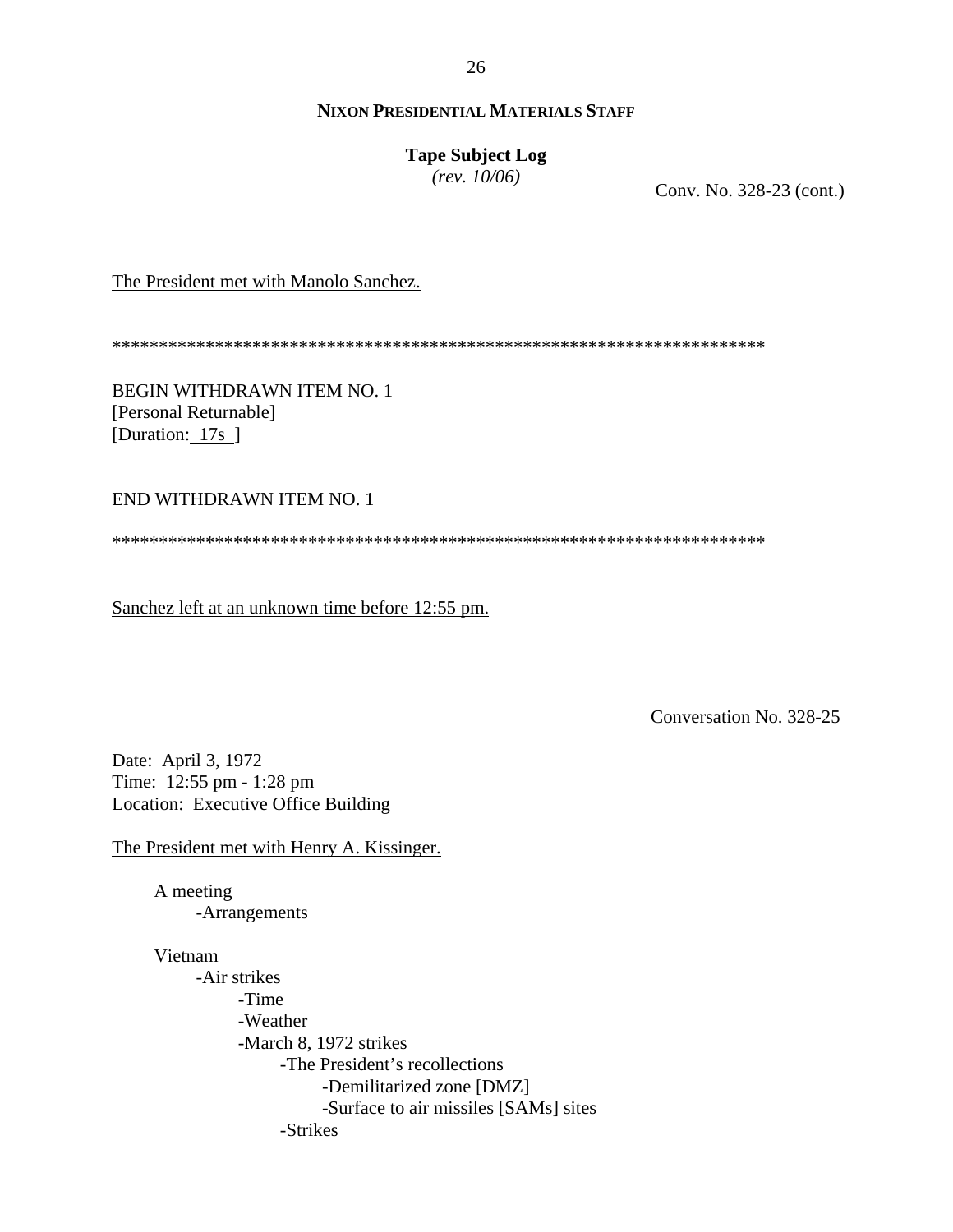**NIXON PRESIDENTIAL MATERIALS STAFF**

**Tape Subject Log**
*(rev. 10/06)*

Conv. No. 328-23 (cont.)

The President met with Manolo Sanchez.

**********************************************************************

BEGIN WITHDRAWN ITEM NO. 1
[Personal Returnable]
[Duration: 17s ]

END WITHDRAWN ITEM NO. 1

**********************************************************************

Sanchez left at an unknown time before 12:55 pm.

Conversation No. 328-25

Date: April 3, 1972
Time: 12:55 pm - 1:28 pm
Location: Executive Office Building

The President met with Henry A. Kissinger.

- A meeting
  - -Arrangements
- Vietnam
  - -Air strikes
    - -Time
    - -Weather
    - -March 8, 1972 strikes
      - -The President's recollections
        - -Demilitarized zone [DMZ]
        - -Surface to air missiles [SAMs] sites
      - -Strikes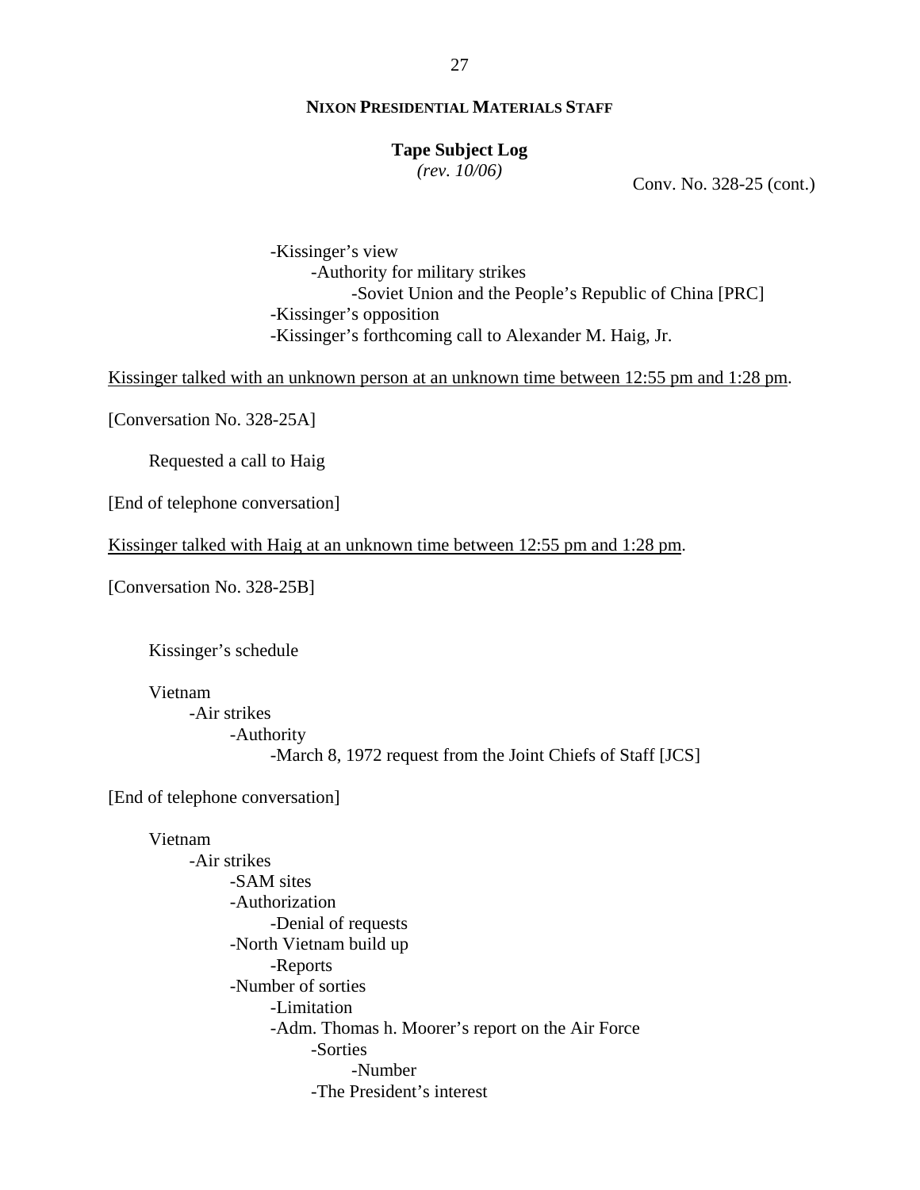**NIXON PRESIDENTIAL MATERIALS STAFF**

**Tape Subject Log**
*(rev. 10/06)*

Conv. No. 328-25 (cont.)

- -Kissinger's view
  - -Authority for military strikes
    - -Soviet Union and the People's Republic of China [PRC]
- -Kissinger's opposition
- -Kissinger's forthcoming call to Alexander M. Haig, Jr.

<u>Kissinger talked with an unknown person at an unknown time between 12:55 pm and 1:28 pm</u>.

[Conversation No. 328-25A]

Requested a call to Haig

[End of telephone conversation]

<u>Kissinger talked with Haig at an unknown time between 12:55 pm and 1:28 pm</u>.

[Conversation No. 328-25B]

Kissinger's schedule

Vietnam
- -Air strikes
  - -Authority
    - -March 8, 1972 request from the Joint Chiefs of Staff [JCS]

[End of telephone conversation]

Vietnam
- -Air strikes
  - -SAM sites
  - -Authorization
    - -Denial of requests
  - -North Vietnam build up
    - -Reports
  - -Number of sorties
    - -Limitation
    - -Adm. Thomas h. Moorer's report on the Air Force
      - -Sorties
        - -Number
      - -The President's interest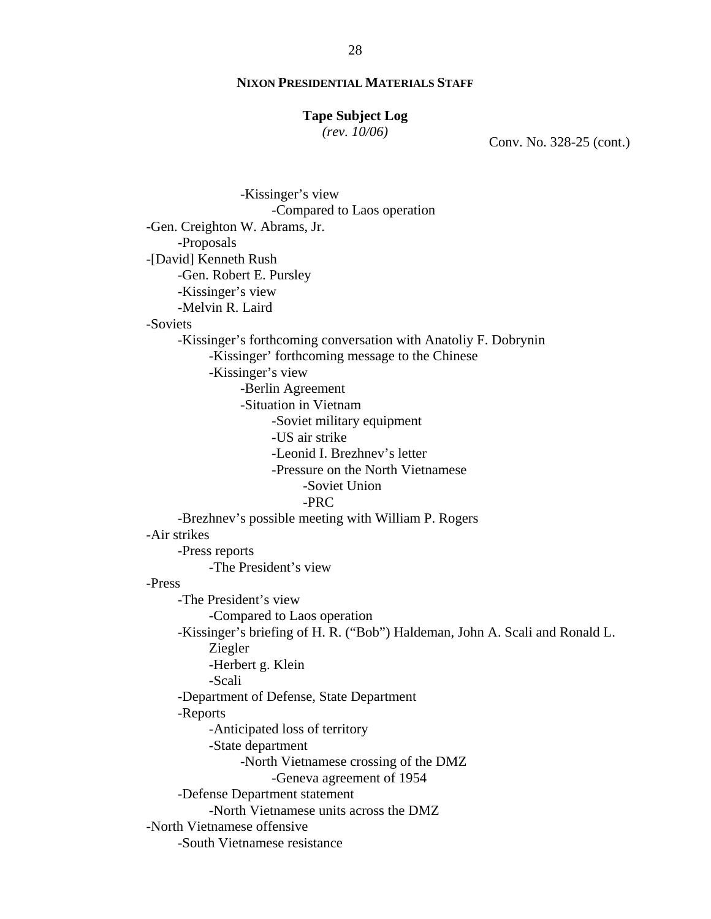**NIXON PRESIDENTIAL MATERIALS STAFF**

**Tape Subject Log**
*(rev. 10/06)*

Conv. No. 328-25 (cont.)

- -Kissinger's view
  - -Compared to Laos operation
- -Gen. Creighton W. Abrams, Jr.
  - -Proposals
- -[David] Kenneth Rush
  - -Gen. Robert E. Pursley
  - -Kissinger's view
  - -Melvin R. Laird
- -Soviets
  - -Kissinger's forthcoming conversation with Anatoliy F. Dobrynin
    - -Kissinger' forthcoming message to the Chinese
    - -Kissinger's view
      - -Berlin Agreement
      - -Situation in Vietnam
        - -Soviet military equipment
        - -US air strike
        - -Leonid I. Brezhnev's letter
        - -Pressure on the North Vietnamese
          - -Soviet Union
          - -PRC
  - -Brezhnev's possible meeting with William P. Rogers
- -Air strikes
  - -Press reports
    - -The President's view
- -Press
  - -The President's view
    - -Compared to Laos operation
  - -Kissinger's briefing of H. R. ("Bob") Haldeman, John A. Scali and Ronald L. Ziegler
    - -Herbert g. Klein
    - -Scali
  - -Department of Defense, State Department
  - -Reports
    - -Anticipated loss of territory
    - -State department
      - -North Vietnamese crossing of the DMZ
        - -Geneva agreement of 1954
  - -Defense Department statement
    - -North Vietnamese units across the DMZ
- -North Vietnamese offensive
  - -South Vietnamese resistance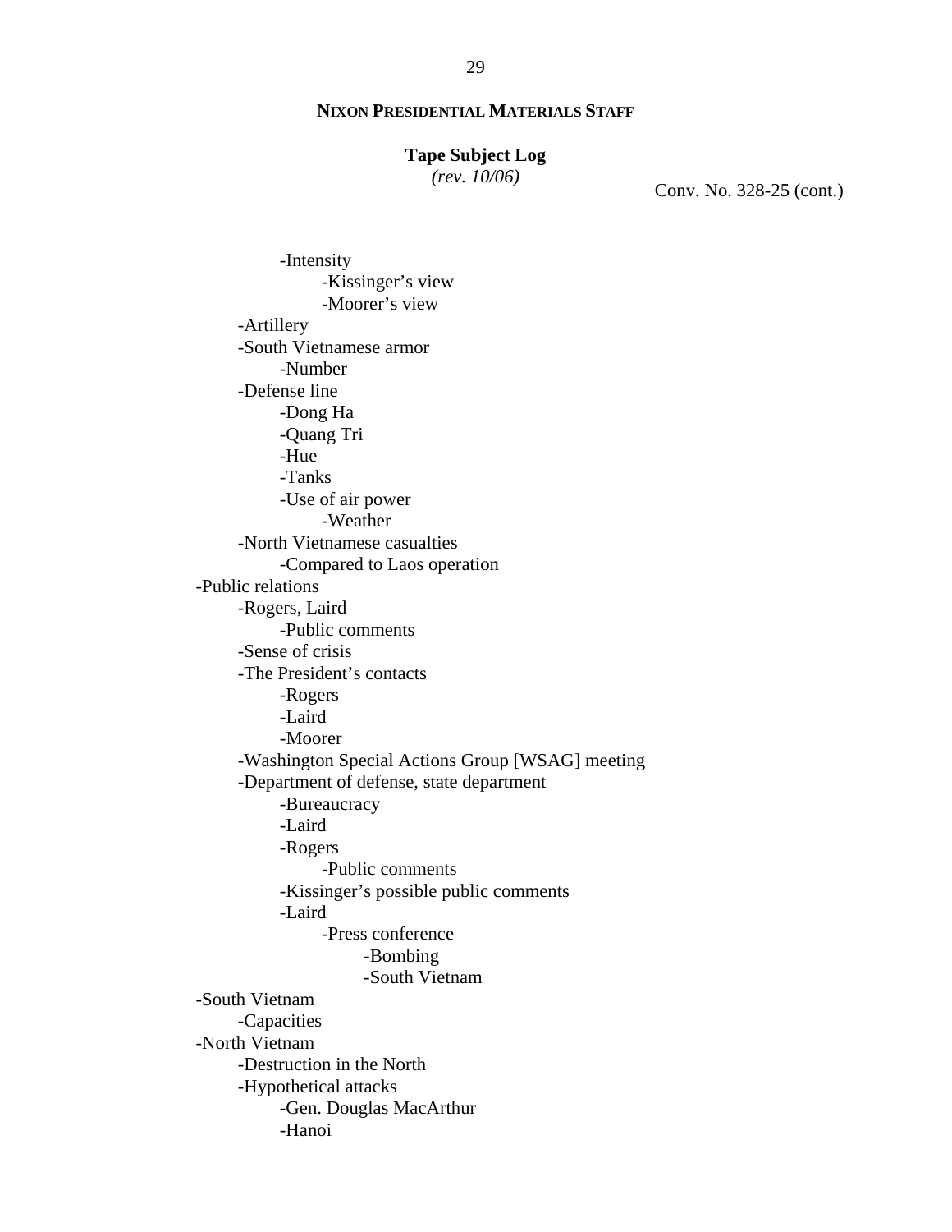**NIXON PRESIDENTIAL MATERIALS STAFF**

**Tape Subject Log**
*(rev. 10/06)*

Conv. No. 328-25 (cont.)

- -Intensity
  - -Kissinger's view
  - -Moorer's view
- -Artillery
- -South Vietnamese armor
  - -Number
- -Defense line
  - -Dong Ha
  - -Quang Tri
  - -Hue
  - -Tanks
  - -Use of air power
    - -Weather
- -North Vietnamese casualties
  - -Compared to Laos operation

-Public relations
- -Rogers, Laird
  - -Public comments
- -Sense of crisis
- -The President's contacts
  - -Rogers
  - -Laird
  - -Moorer
- -Washington Special Actions Group [WSAG] meeting
- -Department of defense, state department
  - -Bureaucracy
  - -Laird
  - -Rogers
    - -Public comments
  - -Kissinger's possible public comments
  - -Laird
    - -Press conference
      - -Bombing
      - -South Vietnam

-South Vietnam
- -Capacities

-North Vietnam
- -Destruction in the North
- -Hypothetical attacks
  - -Gen. Douglas MacArthur
  - -Hanoi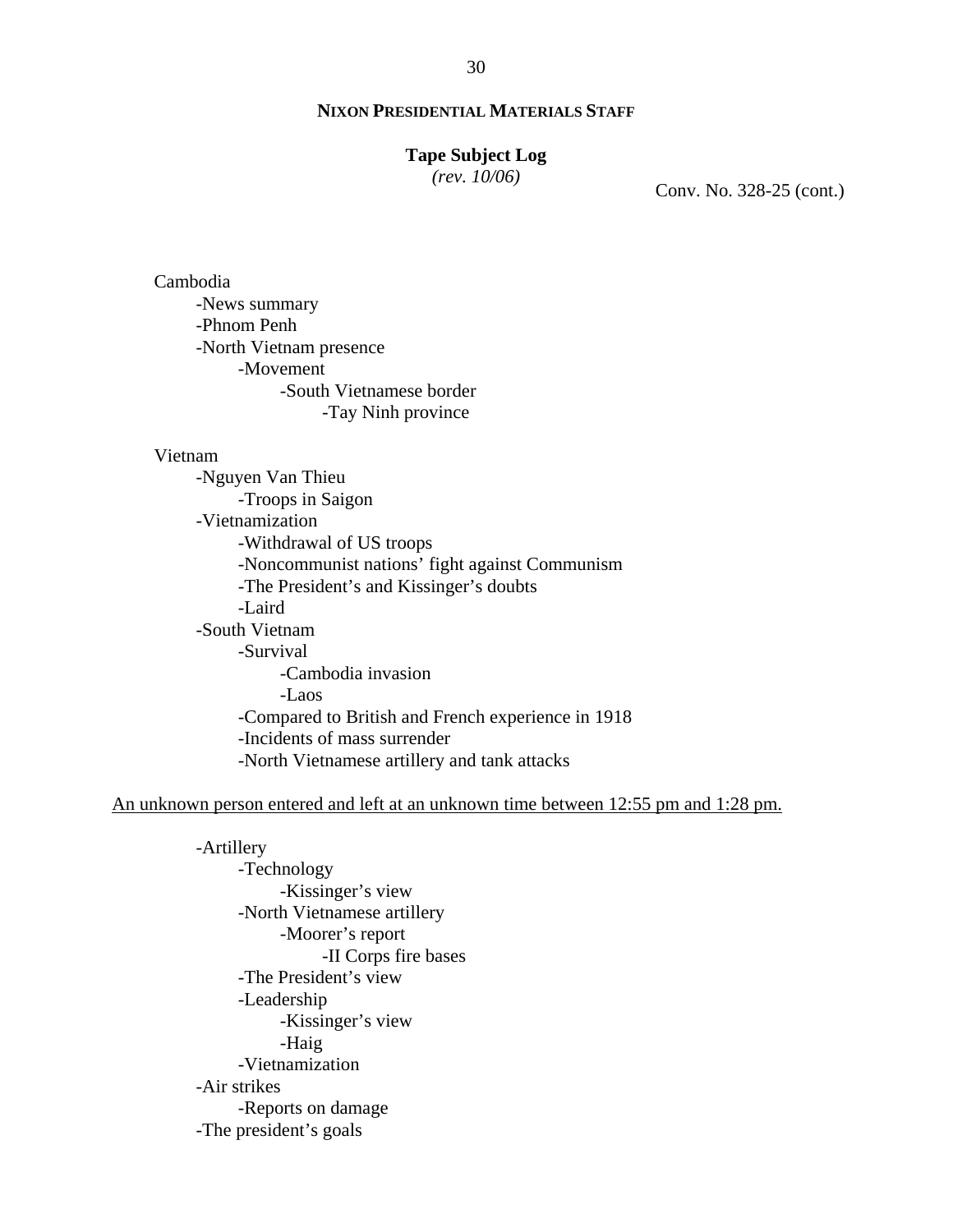**NIXON PRESIDENTIAL MATERIALS STAFF**

**Tape Subject Log**
*(rev. 10/06)*

Conv. No. 328-25 (cont.)

Cambodia
- News summary
- Phnom Penh
- North Vietnam presence
    - Movement
        - South Vietnamese border
            - Tay Ninh province

Vietnam
- Nguyen Van Thieu
    - Troops in Saigon
- Vietnamization
    - Withdrawal of US troops
    - Noncommunist nations' fight against Communism
    - The President's and Kissinger's doubts
    - Laird
- South Vietnam
    - Survival
        - Cambodia invasion
        - Laos
    - Compared to British and French experience in 1918
    - Incidents of mass surrender
    - North Vietnamese artillery and tank attacks

<u>An unknown person entered and left at an unknown time between 12:55 pm and 1:28 pm.</u>

- Artillery
    - Technology
        - Kissinger's view
    - North Vietnamese artillery
        - Moorer's report
            - II Corps fire bases
    - The President's view
    - Leadership
        - Kissinger's view
        - Haig
    - Vietnamization
- Air strikes
    - Reports on damage
- The president's goals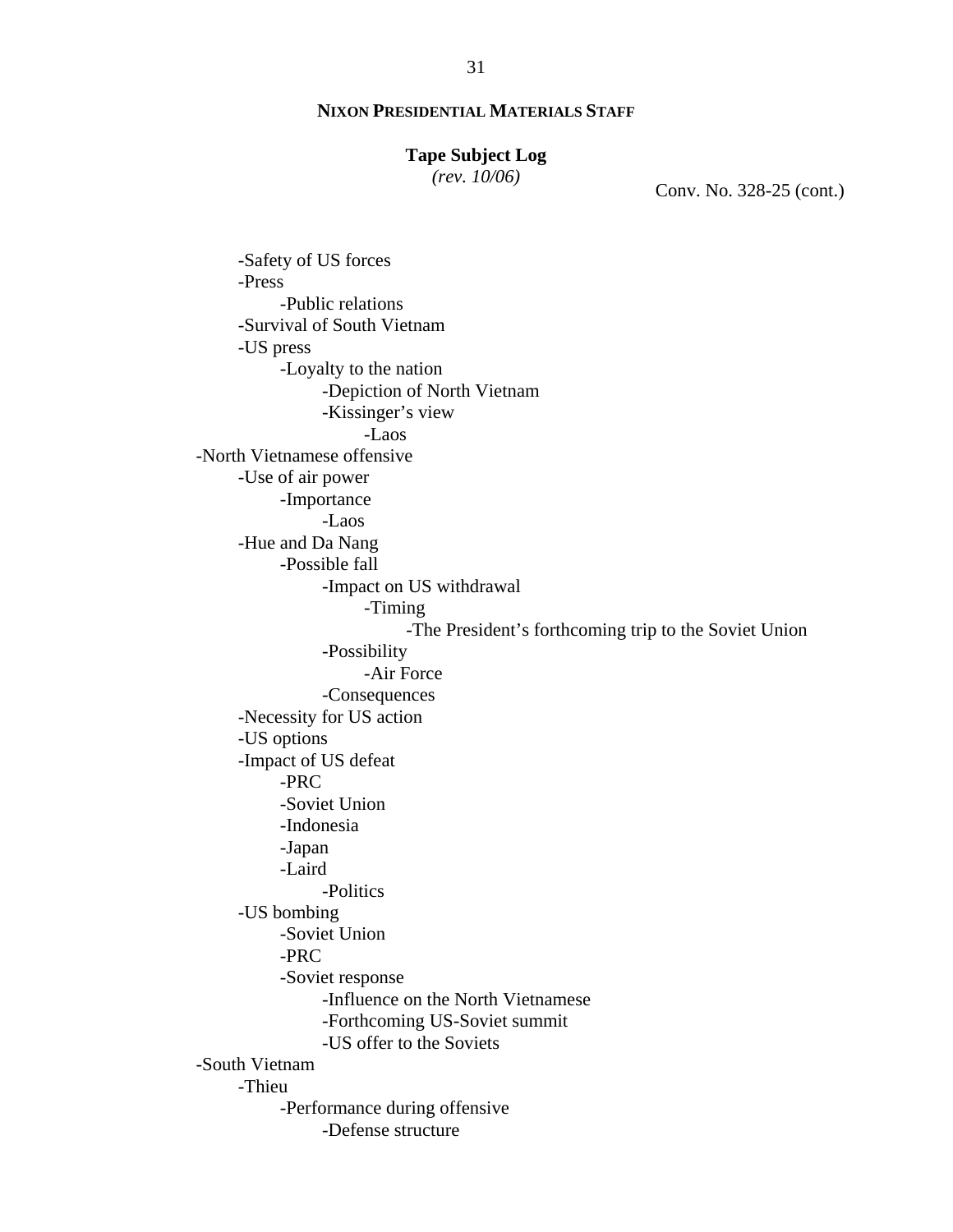**NIXON PRESIDENTIAL MATERIALS STAFF**

**Tape Subject Log**
*(rev. 10/06)*

Conv. No. 328-25 (cont.)

- -Safety of US forces
- -Press
    - -Public relations
- -Survival of South Vietnam
- -US press
    - -Loyalty to the nation
        - -Depiction of North Vietnam
        - -Kissinger's view
            - -Laos

-North Vietnamese offensive

- -Use of air power
    - -Importance
        - -Laos
- -Hue and Da Nang
    - -Possible fall
        - -Impact on US withdrawal
            - -Timing
                - -The President's forthcoming trip to the Soviet Union
        - -Possibility
            - -Air Force
        - -Consequences
- -Necessity for US action
- -US options
- -Impact of US defeat
    - -PRC
    - -Soviet Union
    - -Indonesia
    - -Japan
    - -Laird
        - -Politics
- -US bombing
    - -Soviet Union
    - -PRC
    - -Soviet response
        - -Influence on the North Vietnamese
        - -Forthcoming US-Soviet summit
        - -US offer to the Soviets

-South Vietnam

- -Thieu
    - -Performance during offensive
        - -Defense structure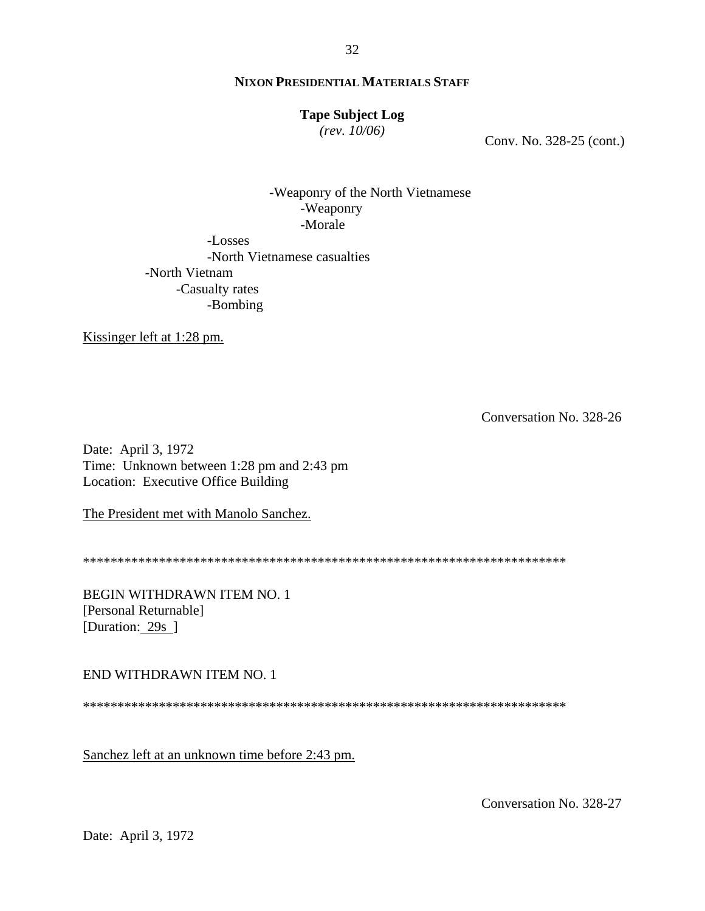**NIXON PRESIDENTIAL MATERIALS STAFF**

**Tape Subject Log**
*(rev. 10/06)*

Conv. No. 328-25 (cont.)

- -Weaponry of the North Vietnamese
    - -Weaponry
    - -Morale
- -Losses
- -North Vietnamese casualties
- -North Vietnam
    - -Casualty rates
        - -Bombing

Kissinger left at 1:28 pm.

Conversation No. 328-26

Date: April 3, 1972
Time: Unknown between 1:28 pm and 2:43 pm
Location: Executive Office Building

The President met with Manolo Sanchez.

************************************************************************

BEGIN WITHDRAWN ITEM NO. 1
[Personal Returnable]
[Duration: 29s ]

END WITHDRAWN ITEM NO. 1

************************************************************************

Sanchez left at an unknown time before 2:43 pm.

Conversation No. 328-27

Date: April 3, 1972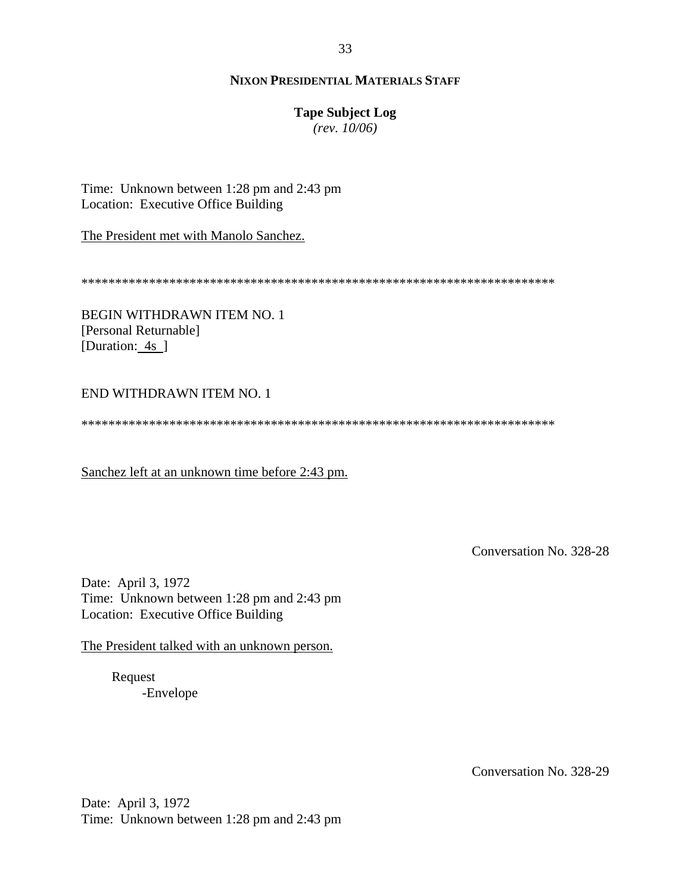Time: Unknown between 1:28 pm and 2:43 pm
Location: Executive Office Building

The President met with Manolo Sanchez.

************************************************************************

BEGIN WITHDRAWN ITEM NO. 1
[Personal Returnable]
[Duration: 4s ]

END WITHDRAWN ITEM NO. 1

************************************************************************

Sanchez left at an unknown time before 2:43 pm.

Conversation No. 328-28

Date: April 3, 1972
Time: Unknown between 1:28 pm and 2:43 pm
Location: Executive Office Building

The President talked with an unknown person.

- Request
  - -Envelope

Conversation No. 328-29

Date: April 3, 1972
Time: Unknown between 1:28 pm and 2:43 pm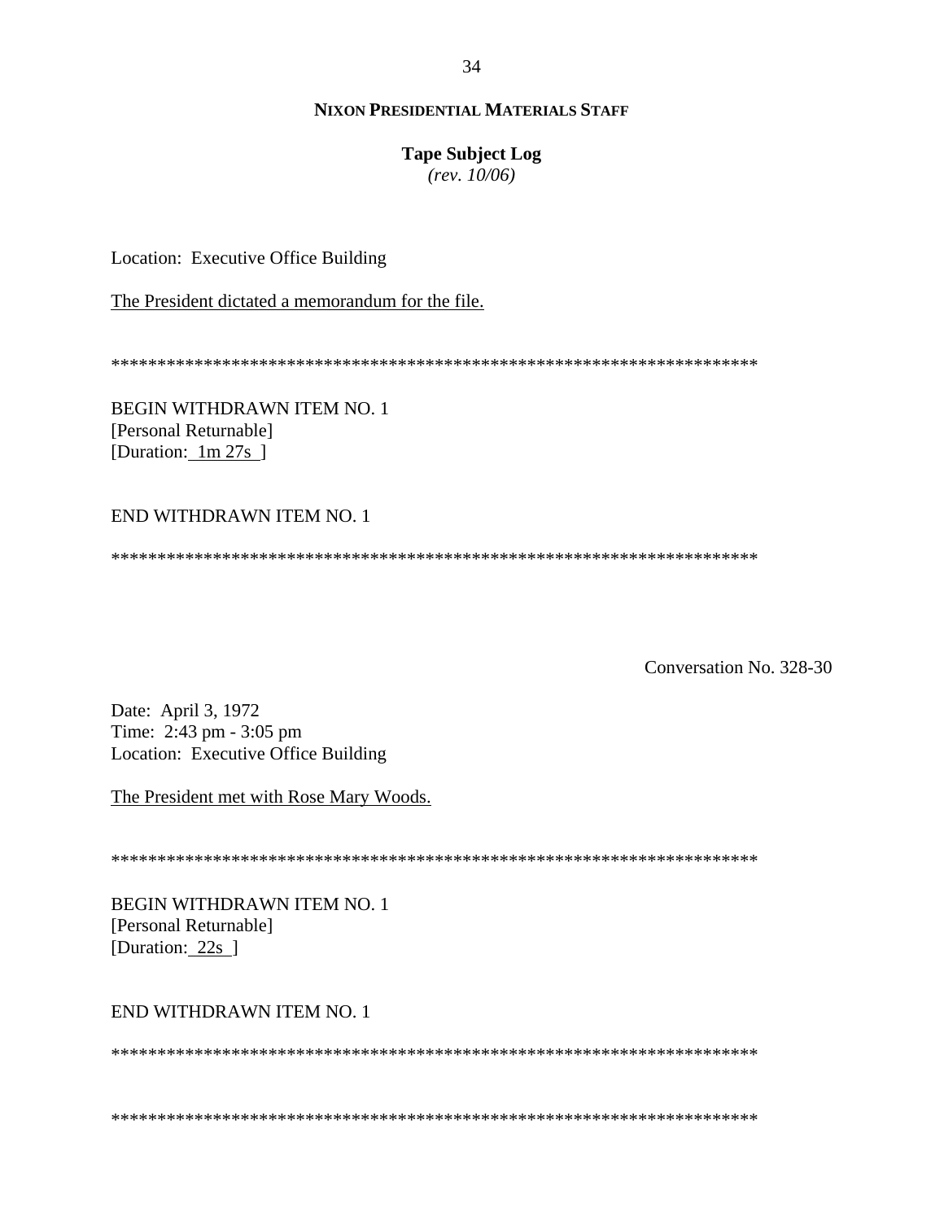**NIXON PRESIDENTIAL MATERIALS STAFF**

**Tape Subject Log**
*(rev. 10/06)*

Location: Executive Office Building

The President dictated a memorandum for the file.

************************************************************************

BEGIN WITHDRAWN ITEM NO. 1
[Personal Returnable]
[Duration: 1m 27s ]

END WITHDRAWN ITEM NO. 1

************************************************************************

Conversation No. 328-30

Date: April 3, 1972
Time: 2:43 pm - 3:05 pm
Location: Executive Office Building

The President met with Rose Mary Woods.

************************************************************************

BEGIN WITHDRAWN ITEM NO. 1
[Personal Returnable]
[Duration: 22s ]

END WITHDRAWN ITEM NO. 1

************************************************************************

************************************************************************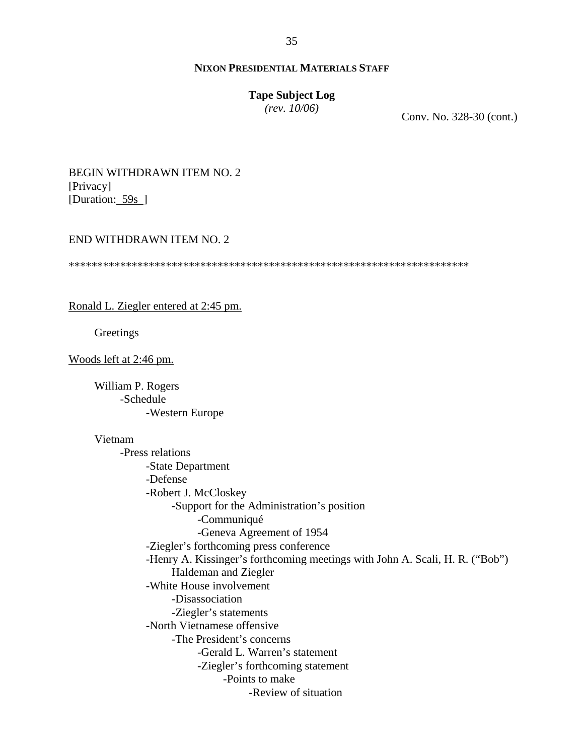**NIXON PRESIDENTIAL MATERIALS STAFF**

**Tape Subject Log**
*(rev. 10/06)*

Conv. No. 328-30 (cont.)

BEGIN WITHDRAWN ITEM NO. 2
[Privacy]
[Duration: 59s ]

END WITHDRAWN ITEM NO. 2

*********************************************************************

Ronald L. Ziegler entered at 2:45 pm.

Greetings

Woods left at 2:46 pm.

- William P. Rogers
  - -Schedule
    - -Western Europe

- Vietnam
  - -Press relations
    - -State Department
    - -Defense
    - -Robert J. McCloskey
      - -Support for the Administration's position
        - -Communiqué
        - -Geneva Agreement of 1954
    - -Ziegler's forthcoming press conference
    - -Henry A. Kissinger's forthcoming meetings with John A. Scali, H. R. ("Bob") Haldeman and Ziegler
    - -White House involvement
      - -Disassociation
      - -Ziegler's statements
    - -North Vietnamese offensive
      - -The President's concerns
        - -Gerald L. Warren's statement
        - -Ziegler's forthcoming statement
          - -Points to make
            - -Review of situation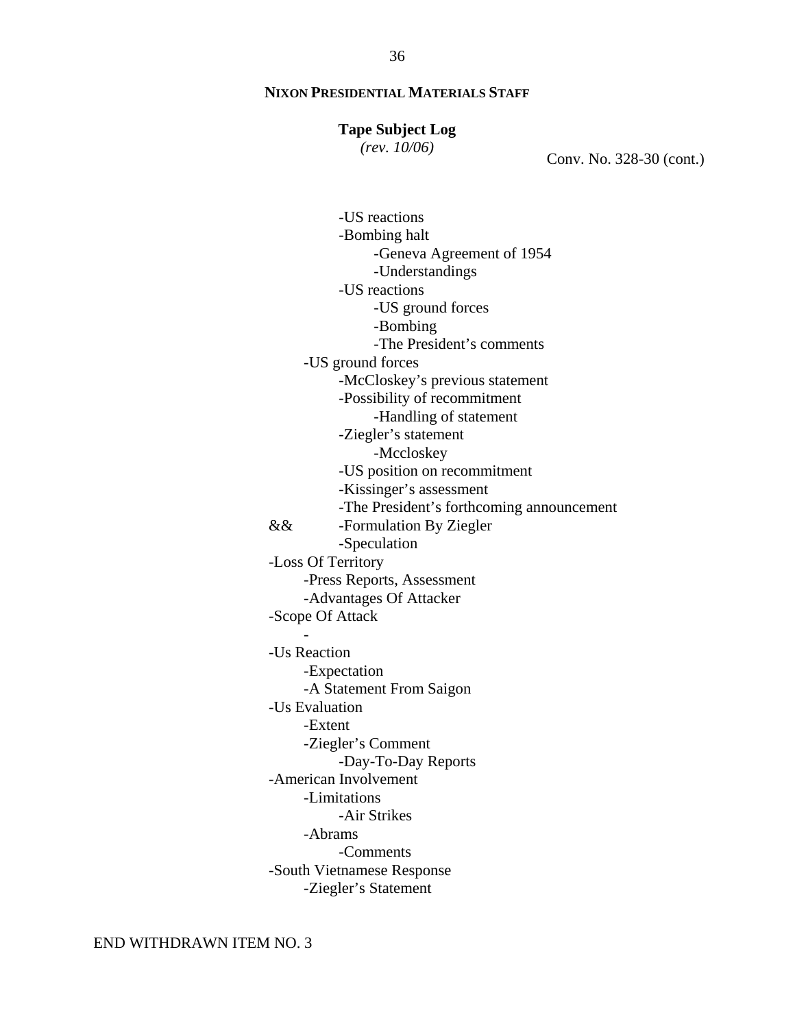**NIXON PRESIDENTIAL MATERIALS STAFF**

**Tape Subject Log**
*(rev. 10/06)*

Conv. No. 328-30 (cont.)

- -US reactions
- -Bombing halt
    - -Geneva Agreement of 1954
    - -Understandings
- -US reactions
    - -US ground forces
    - -Bombing
    - -The President's comments

-US ground forces
- -McCloskey's previous statement
- -Possibility of recommitment
    - -Handling of statement
- -Ziegler's statement
    - -Mccloskey
- -US position on recommitment
- -Kissinger's assessment
- -The President's forthcoming announcement

&& -Formulation By Ziegler
- -Speculation

-Loss Of Territory
- -Press Reports, Assessment
- -Advantages Of Attacker

-Scope Of Attack
- -

-Us Reaction
- -Expectation
- -A Statement From Saigon

-Us Evaluation
- -Extent
- -Ziegler's Comment
    - -Day-To-Day Reports

-American Involvement
- -Limitations
    - -Air Strikes
- -Abrams
    - -Comments

-South Vietnamese Response
- -Ziegler's Statement

END WITHDRAWN ITEM NO. 3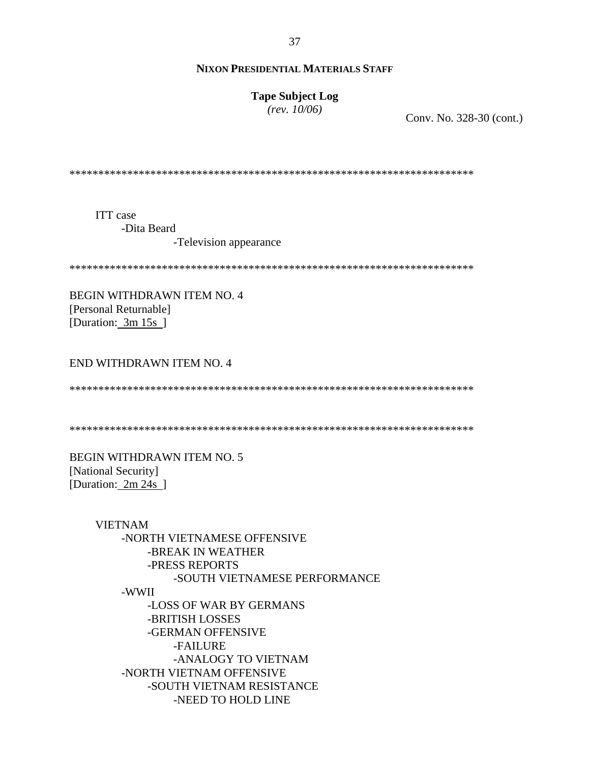Conv. No. 328-30 (cont.)

*********************************************************************

ITT case
- Dita Beard
  - Television appearance

*********************************************************************

BEGIN WITHDRAWN ITEM NO. 4
[Personal Returnable]
[Duration: 3m 15s ]

END WITHDRAWN ITEM NO. 4

*********************************************************************

*********************************************************************

BEGIN WITHDRAWN ITEM NO. 5
[National Security]
[Duration: 2m 24s ]

VIETNAM
- NORTH VIETNAMESE OFFENSIVE
  - BREAK IN WEATHER
  - PRESS REPORTS
    - SOUTH VIETNAMESE PERFORMANCE
- WWII
  - LOSS OF WAR BY GERMANS
  - BRITISH LOSSES
  - GERMAN OFFENSIVE
    - FAILURE
    - ANALOGY TO VIETNAM
- NORTH VIETNAM OFFENSIVE
  - SOUTH VIETNAM RESISTANCE
    - NEED TO HOLD LINE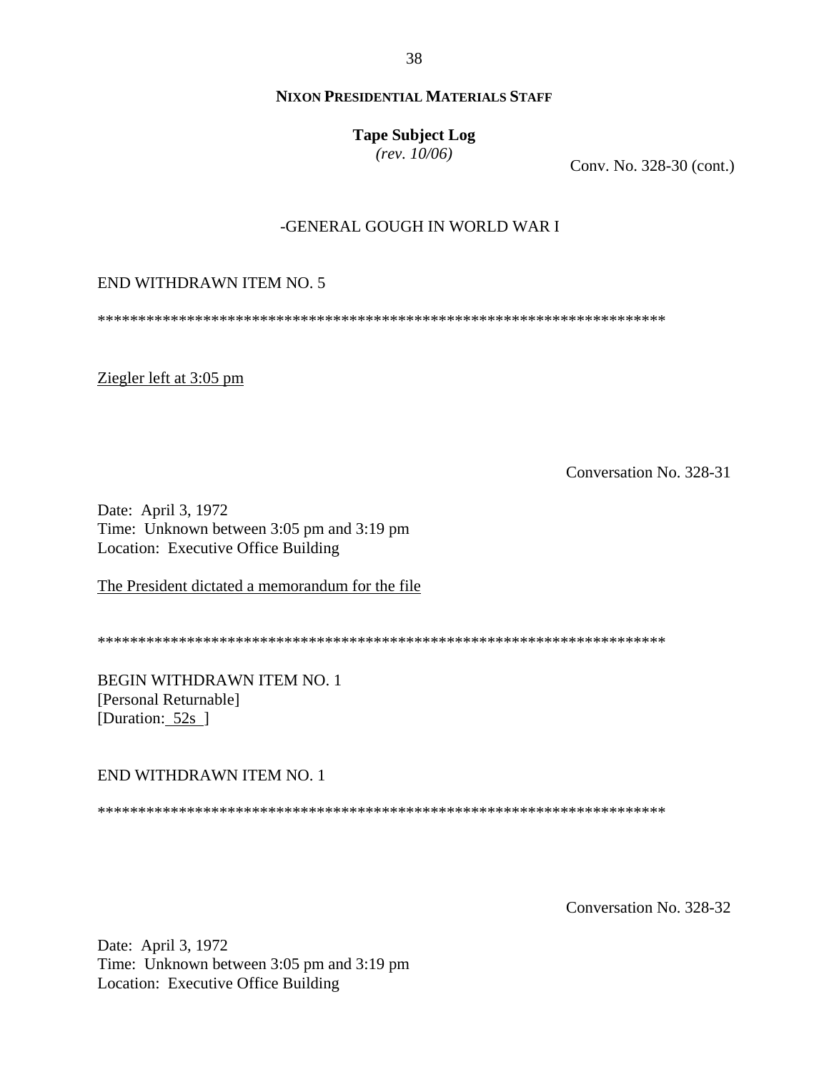Conv. No. 328-30 (cont.)

-GENERAL GOUGH IN WORLD WAR I

END WITHDRAWN ITEM NO. 5

*************************************************************************

Ziegler left at 3:05 pm

Conversation No. 328-31

Date: April 3, 1972
Time: Unknown between 3:05 pm and 3:19 pm
Location: Executive Office Building

The President dictated a memorandum for the file

*************************************************************************

BEGIN WITHDRAWN ITEM NO. 1
[Personal Returnable]
[Duration: 52s ]

END WITHDRAWN ITEM NO. 1

*************************************************************************

Conversation No. 328-32

Date: April 3, 1972
Time: Unknown between 3:05 pm and 3:19 pm
Location: Executive Office Building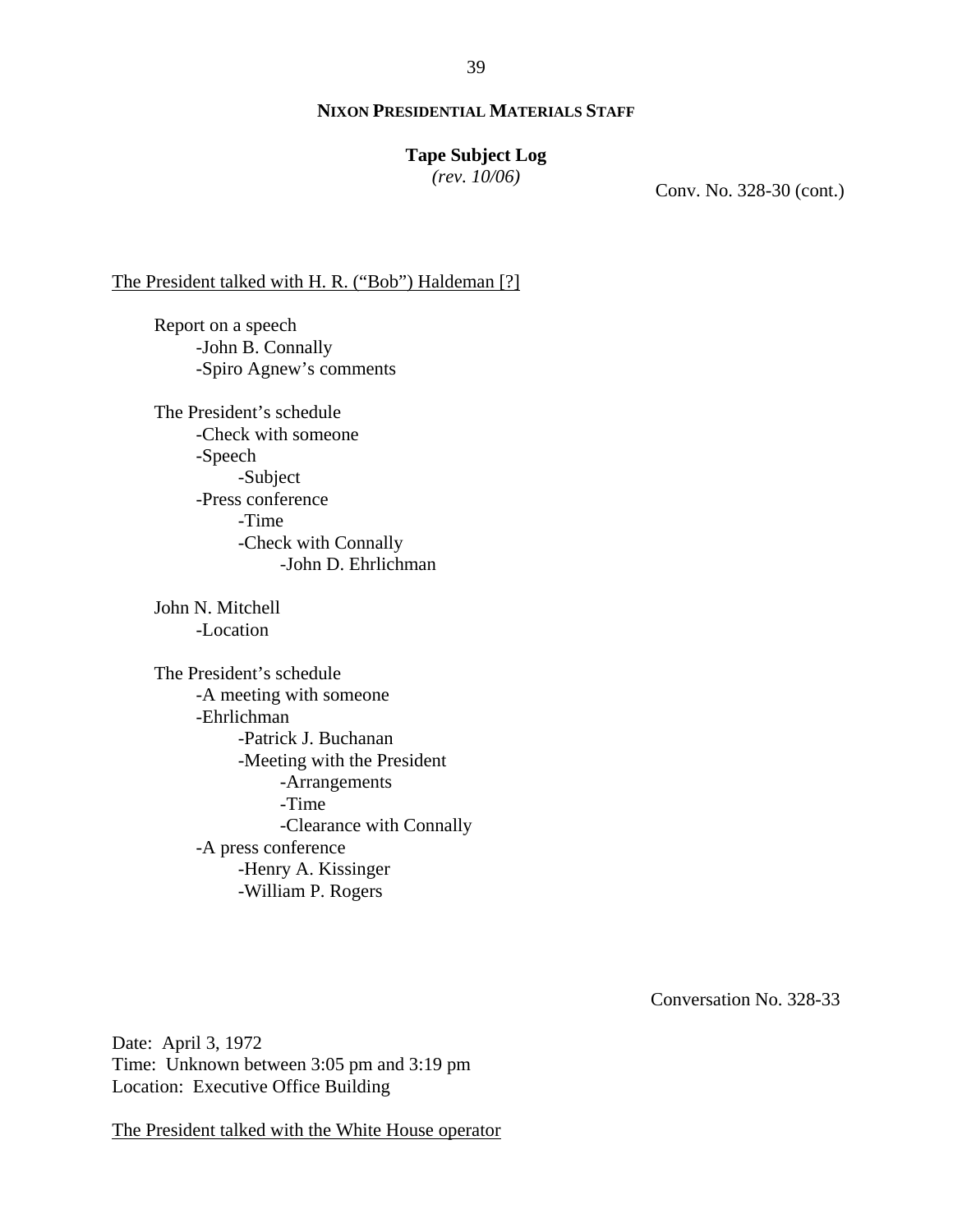**NIXON PRESIDENTIAL MATERIALS STAFF**

**Tape Subject Log**
*(rev. 10/06)*

Conv. No. 328-30 (cont.)

<u>The President talked with H. R. ("Bob") Haldeman [?]</u>

Report on a speech
- -John B. Connally
- -Spiro Agnew's comments

The President's schedule
- -Check with someone
- -Speech
    - -Subject
- -Press conference
    - -Time
    - -Check with Connally
        - -John D. Ehrlichman

John N. Mitchell
- -Location

The President's schedule
- -A meeting with someone
- -Ehrlichman
    - -Patrick J. Buchanan
    - -Meeting with the President
        - -Arrangements
        - -Time
        - -Clearance with Connally
- -A press conference
    - -Henry A. Kissinger
    - -William P. Rogers

Conversation No. 328-33

Date: April 3, 1972
Time: Unknown between 3:05 pm and 3:19 pm
Location: Executive Office Building

<u>The President talked with the White House operator</u>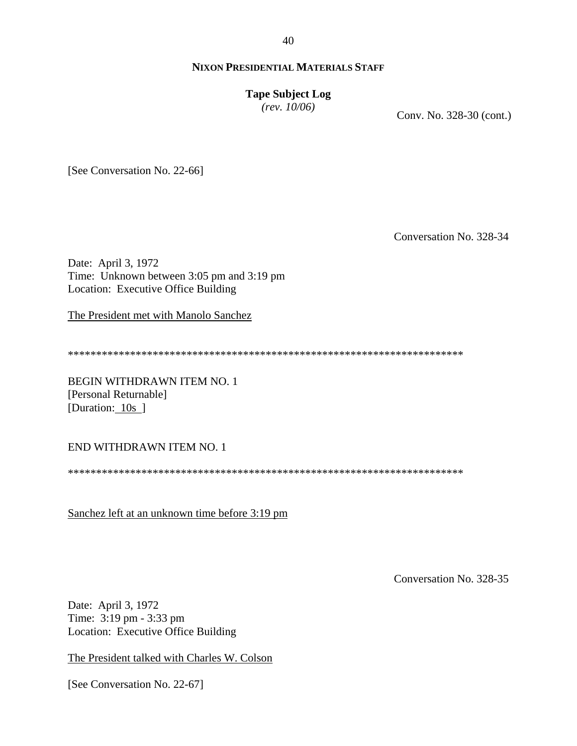**NIXON PRESIDENTIAL MATERIALS STAFF**

**Tape Subject Log**
*(rev. 10/06)*

Conv. No. 328-30 (cont.)

[See Conversation No. 22-66]

Conversation No. 328-34

Date: April 3, 1972
Time: Unknown between 3:05 pm and 3:19 pm
Location: Executive Office Building

The President met with Manolo Sanchez

**********************************************************************

BEGIN WITHDRAWN ITEM NO. 1
[Personal Returnable]
[Duration: 10s ]

END WITHDRAWN ITEM NO. 1

**********************************************************************

Sanchez left at an unknown time before 3:19 pm

Conversation No. 328-35

Date: April 3, 1972
Time: 3:19 pm - 3:33 pm
Location: Executive Office Building

The President talked with Charles W. Colson

[See Conversation No. 22-67]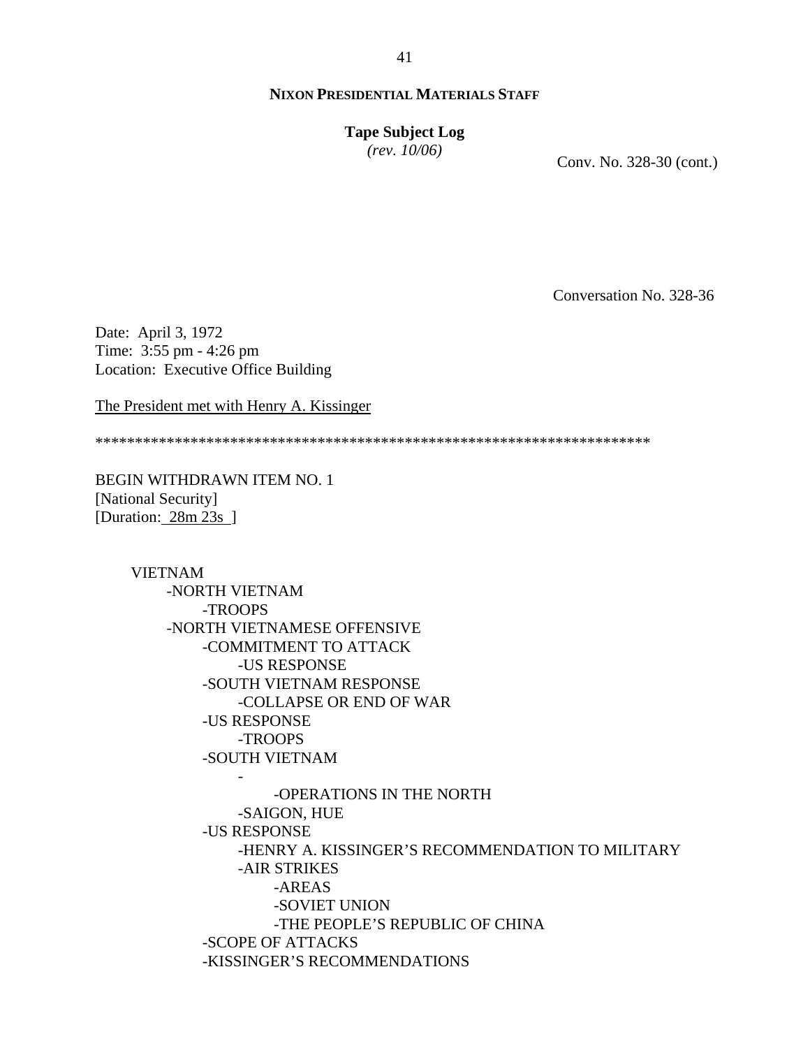**NIXON PRESIDENTIAL MATERIALS STAFF**

**Tape Subject Log**
*(rev. 10/06)*

Conv. No. 328-30 (cont.)

Conversation No. 328-36

Date: April 3, 1972
Time: 3:55 pm - 4:26 pm
Location: Executive Office Building

The President met with Henry A. Kissinger

**********************************************************************

BEGIN WITHDRAWN ITEM NO. 1
[National Security]
[Duration: 28m 23s ]

- VIETNAM
  - -NORTH VIETNAM
    - -TROOPS
  - -NORTH VIETNAMESE OFFENSIVE
    - -COMMITMENT TO ATTACK
      - -US RESPONSE
    - -SOUTH VIETNAM RESPONSE
      - -COLLAPSE OR END OF WAR
    - -US RESPONSE
      - -TROOPS
    - -SOUTH VIETNAM
      - -
        - -OPERATIONS IN THE NORTH
      - -SAIGON, HUE
    - -US RESPONSE
      - -HENRY A. KISSINGER'S RECOMMENDATION TO MILITARY
      - -AIR STRIKES
        - -AREAS
        - -SOVIET UNION
        - -THE PEOPLE'S REPUBLIC OF CHINA
    - -SCOPE OF ATTACKS
    - -KISSINGER'S RECOMMENDATIONS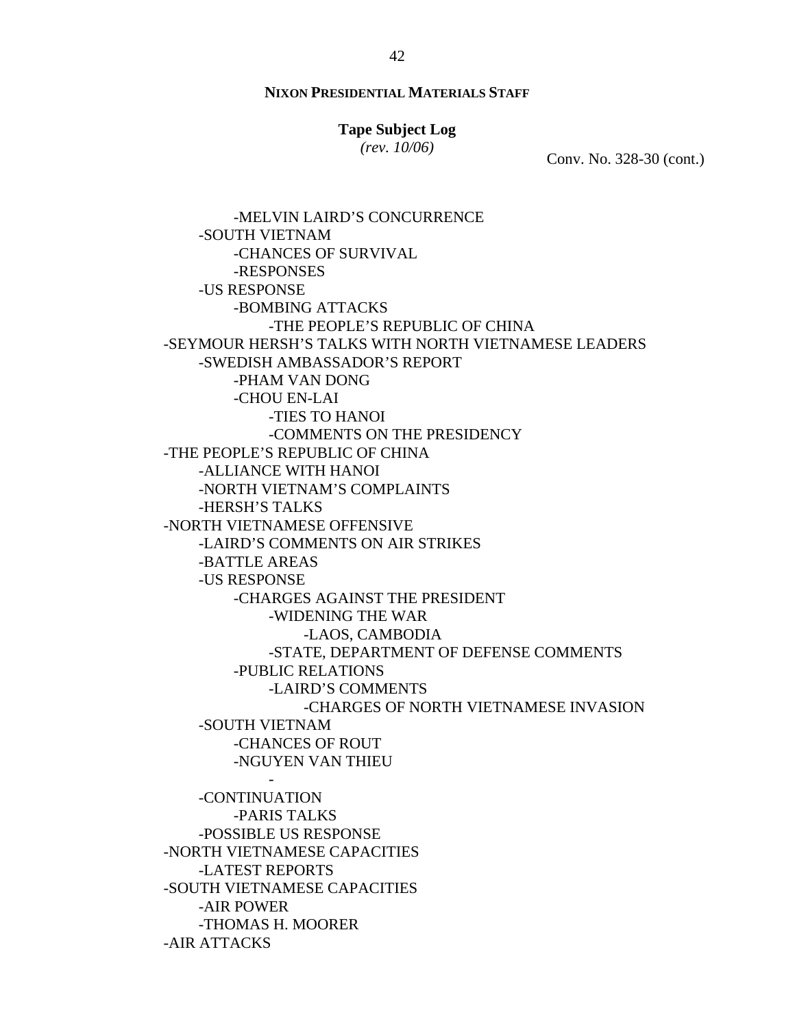**NIXON PRESIDENTIAL MATERIALS STAFF**

**Tape Subject Log**
*(rev. 10/06)*

Conv. No. 328-30 (cont.)

        -MELVIN LAIRD'S CONCURRENCE
    -SOUTH VIETNAM
        -CHANCES OF SURVIVAL
        -RESPONSES
    -US RESPONSE
        -BOMBING ATTACKS
            -THE PEOPLE'S REPUBLIC OF CHINA
-SEYMOUR HERSH'S TALKS WITH NORTH VIETNAMESE LEADERS
    -SWEDISH AMBASSADOR'S REPORT
        -PHAM VAN DONG
        -CHOU EN-LAI
            -TIES TO HANOI
            -COMMENTS ON THE PRESIDENCY
-THE PEOPLE'S REPUBLIC OF CHINA
    -ALLIANCE WITH HANOI
    -NORTH VIETNAM'S COMPLAINTS
    -HERSH'S TALKS
-NORTH VIETNAMESE OFFENSIVE
    -LAIRD'S COMMENTS ON AIR STRIKES
    -BATTLE AREAS
    -US RESPONSE
        -CHARGES AGAINST THE PRESIDENT
            -WIDENING THE WAR
                -LAOS, CAMBODIA
            -STATE, DEPARTMENT OF DEFENSE COMMENTS
        -PUBLIC RELATIONS
            -LAIRD'S COMMENTS
                -CHARGES OF NORTH VIETNAMESE INVASION
    -SOUTH VIETNAM
        -CHANCES OF ROUT
        -NGUYEN VAN THIEU
            -
    -CONTINUATION
        -PARIS TALKS
    -POSSIBLE US RESPONSE
-NORTH VIETNAMESE CAPACITIES
    -LATEST REPORTS
-SOUTH VIETNAMESE CAPACITIES
    -AIR POWER
    -THOMAS H. MOORER
-AIR ATTACKS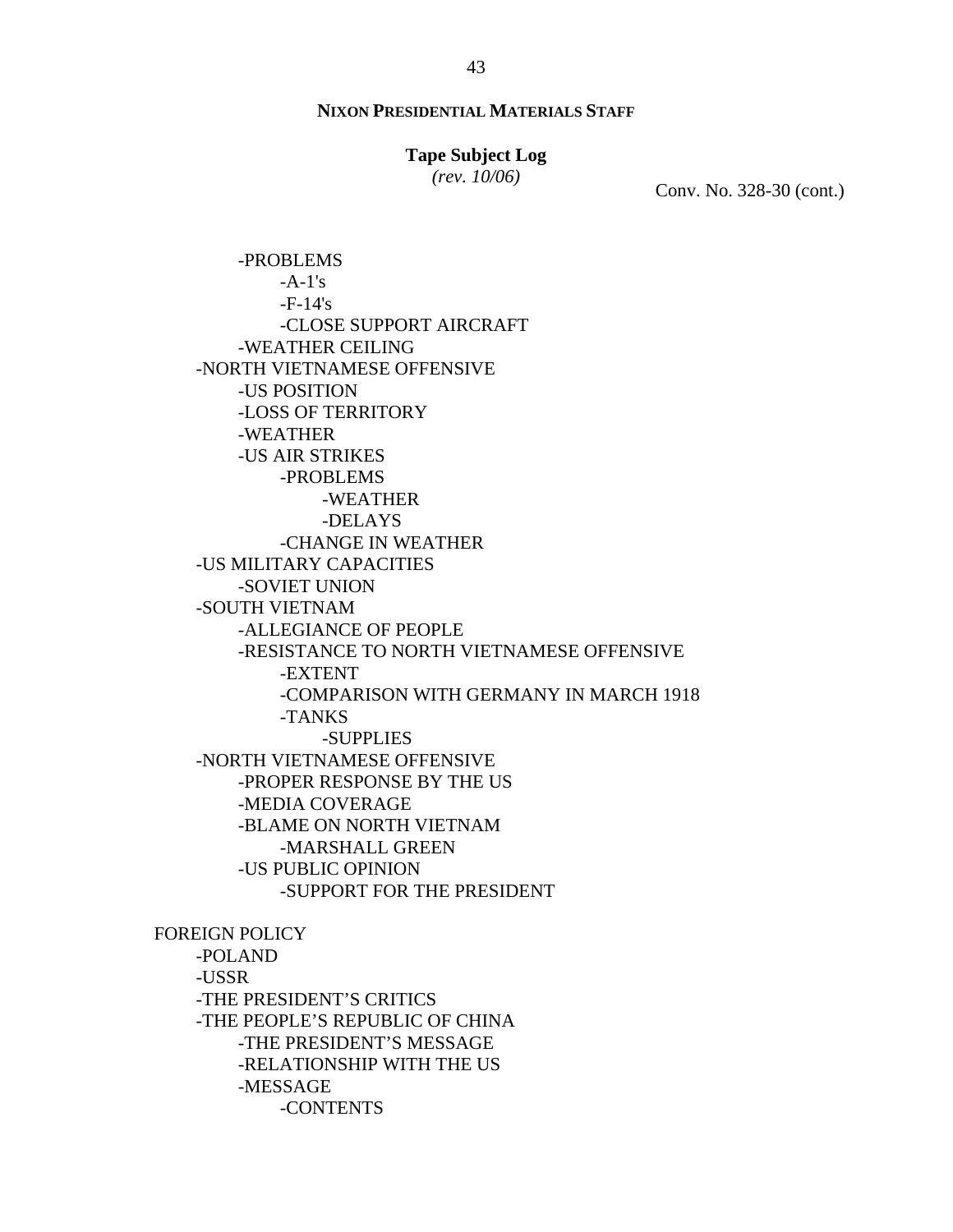**NIXON PRESIDENTIAL MATERIALS STAFF**

**Tape Subject Log**
*(rev. 10/06)*

Conv. No. 328-30 (cont.)

- -PROBLEMS
  - -A-1's
  - -F-14's
  - -CLOSE SUPPORT AIRCRAFT
- -WEATHER CEILING

-NORTH VIETNAMESE OFFENSIVE
- -US POSITION
- -LOSS OF TERRITORY
- -WEATHER
- -US AIR STRIKES
  - -PROBLEMS
    - -WEATHER
    - -DELAYS
  - -CHANGE IN WEATHER

-US MILITARY CAPACITIES
- -SOVIET UNION

-SOUTH VIETNAM
- -ALLEGIANCE OF PEOPLE
- -RESISTANCE TO NORTH VIETNAMESE OFFENSIVE
  - -EXTENT
  - -COMPARISON WITH GERMANY IN MARCH 1918
  - -TANKS
    - -SUPPLIES

-NORTH VIETNAMESE OFFENSIVE
- -PROPER RESPONSE BY THE US
- -MEDIA COVERAGE
- -BLAME ON NORTH VIETNAM
  - -MARSHALL GREEN
- -US PUBLIC OPINION
  - -SUPPORT FOR THE PRESIDENT

FOREIGN POLICY
- -POLAND
- -USSR
- -THE PRESIDENT'S CRITICS
- -THE PEOPLE'S REPUBLIC OF CHINA
  - -THE PRESIDENT'S MESSAGE
  - -RELATIONSHIP WITH THE US
  - -MESSAGE
    - -CONTENTS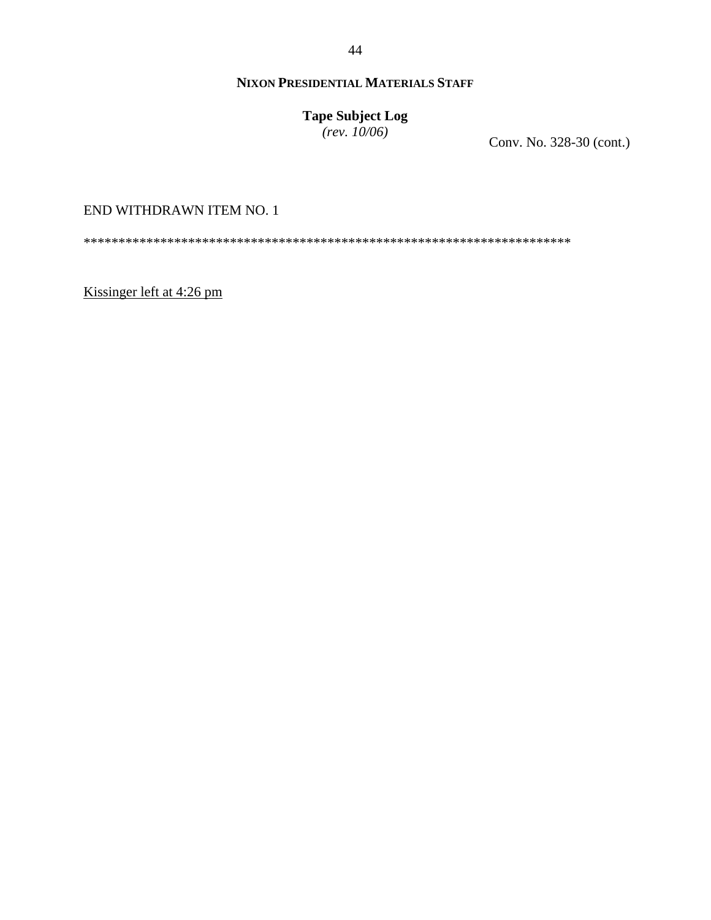**NIXON PRESIDENTIAL MATERIALS STAFF**

**Tape Subject Log**
*(rev. 10/06)*

Conv. No. 328-30 (cont.)

END WITHDRAWN ITEM NO. 1

*********************************************************************

<u>Kissinger left at 4:26 pm</u>